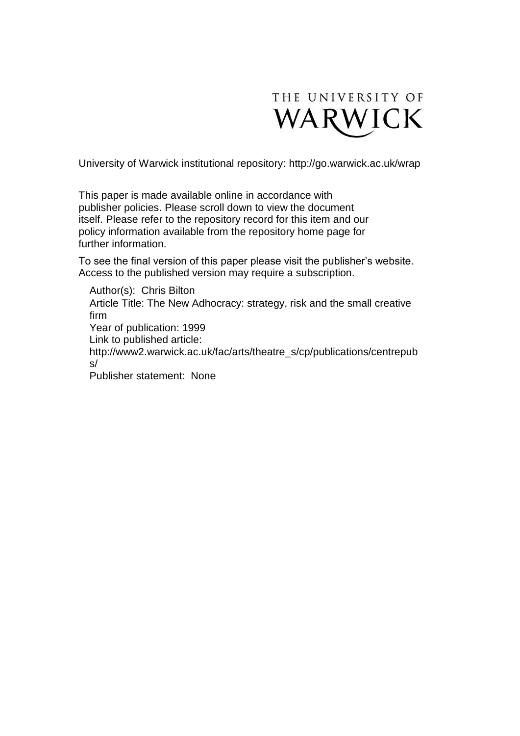THE UNIVERSITY OF WARWICK

University of Warwick institutional repository: http://go.warwick.ac.uk/wrap

This paper is made available online in accordance with publisher policies. Please scroll down to view the document itself. Please refer to the repository record for this item and our policy information available from the repository home page for further information.

To see the final version of this paper please visit the publisher's website. Access to the published version may require a subscription.

Author(s): Chris Bilton
Article Title: The New Adhocracy: strategy, risk and the small creative firm
Year of publication: 1999
Link to published article:
http://www2.warwick.ac.uk/fac/arts/theatre_s/cp/publications/centrepubs/
Publisher statement: None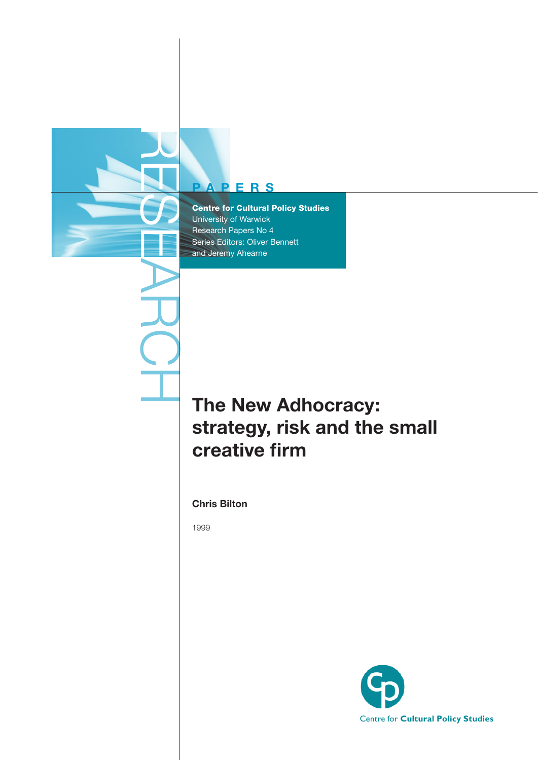RESEARCH

PAPERS

**Centre for Cultural Policy Studies**
University of Warwick
Research Papers No 4
Series Editors: Oliver Bennett
and Jeremy Ahearne

# The New Adhocracy: strategy, risk and the small creative firm

**Chris Bilton**

1999

Centre for **Cultural Policy Studies**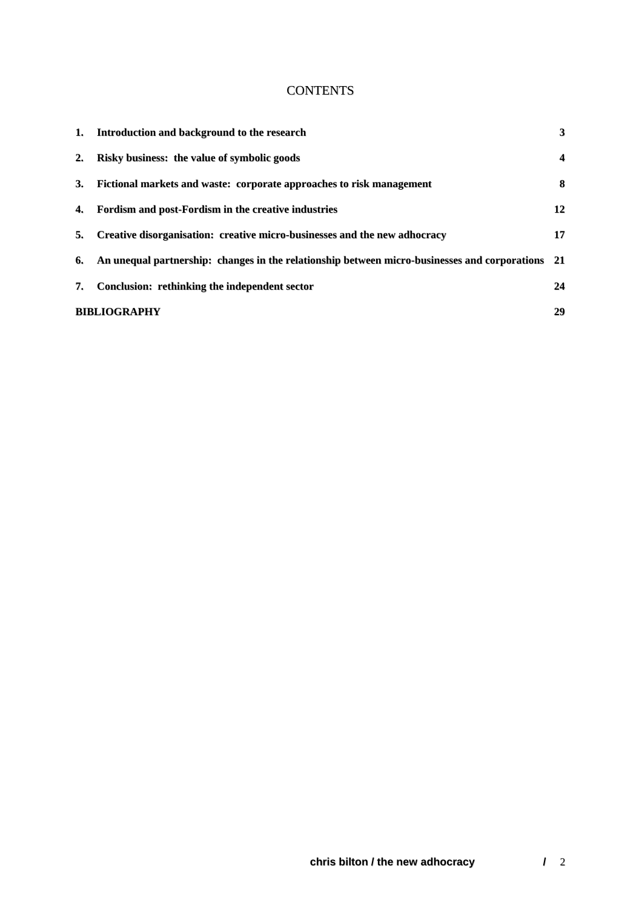# CONTENTS

| | | |
|---|---|---|
| **1.** | **Introduction and background to the research** | **3** |
| **2.** | **Risky business: the value of symbolic goods** | **4** |
| **3.** | **Fictional markets and waste: corporate approaches to risk management** | **8** |
| **4.** | **Fordism and post-Fordism in the creative industries** | **12** |
| **5.** | **Creative disorganisation: creative micro-businesses and the new adhocracy** | **17** |
| **6.** | **An unequal partnership: changes in the relationship between micro-businesses and corporations** | **21** |
| **7.** | **Conclusion: rethinking the independent sector** | **24** |
| **BIBLIOGRAPHY** | | **29** |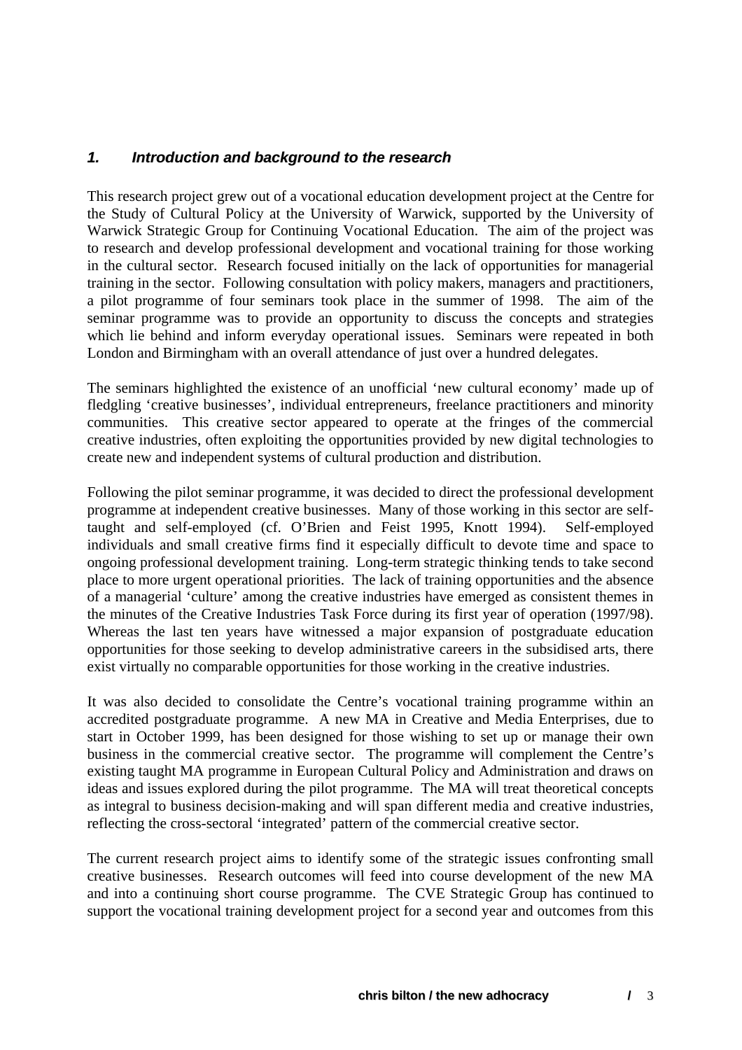## *1. Introduction and background to the research*

This research project grew out of a vocational education development project at the Centre for the Study of Cultural Policy at the University of Warwick, supported by the University of Warwick Strategic Group for Continuing Vocational Education. The aim of the project was to research and develop professional development and vocational training for those working in the cultural sector. Research focused initially on the lack of opportunities for managerial training in the sector. Following consultation with policy makers, managers and practitioners, a pilot programme of four seminars took place in the summer of 1998. The aim of the seminar programme was to provide an opportunity to discuss the concepts and strategies which lie behind and inform everyday operational issues. Seminars were repeated in both London and Birmingham with an overall attendance of just over a hundred delegates.

The seminars highlighted the existence of an unofficial 'new cultural economy' made up of fledgling 'creative businesses', individual entrepreneurs, freelance practitioners and minority communities. This creative sector appeared to operate at the fringes of the commercial creative industries, often exploiting the opportunities provided by new digital technologies to create new and independent systems of cultural production and distribution.

Following the pilot seminar programme, it was decided to direct the professional development programme at independent creative businesses. Many of those working in this sector are self-taught and self-employed (cf. O'Brien and Feist 1995, Knott 1994). Self-employed individuals and small creative firms find it especially difficult to devote time and space to ongoing professional development training. Long-term strategic thinking tends to take second place to more urgent operational priorities. The lack of training opportunities and the absence of a managerial 'culture' among the creative industries have emerged as consistent themes in the minutes of the Creative Industries Task Force during its first year of operation (1997/98). Whereas the last ten years have witnessed a major expansion of postgraduate education opportunities for those seeking to develop administrative careers in the subsidised arts, there exist virtually no comparable opportunities for those working in the creative industries.

It was also decided to consolidate the Centre's vocational training programme within an accredited postgraduate programme. A new MA in Creative and Media Enterprises, due to start in October 1999, has been designed for those wishing to set up or manage their own business in the commercial creative sector. The programme will complement the Centre's existing taught MA programme in European Cultural Policy and Administration and draws on ideas and issues explored during the pilot programme. The MA will treat theoretical concepts as integral to business decision-making and will span different media and creative industries, reflecting the cross-sectoral 'integrated' pattern of the commercial creative sector.

The current research project aims to identify some of the strategic issues confronting small creative businesses. Research outcomes will feed into course development of the new MA and into a continuing short course programme. The CVE Strategic Group has continued to support the vocational training development project for a second year and outcomes from this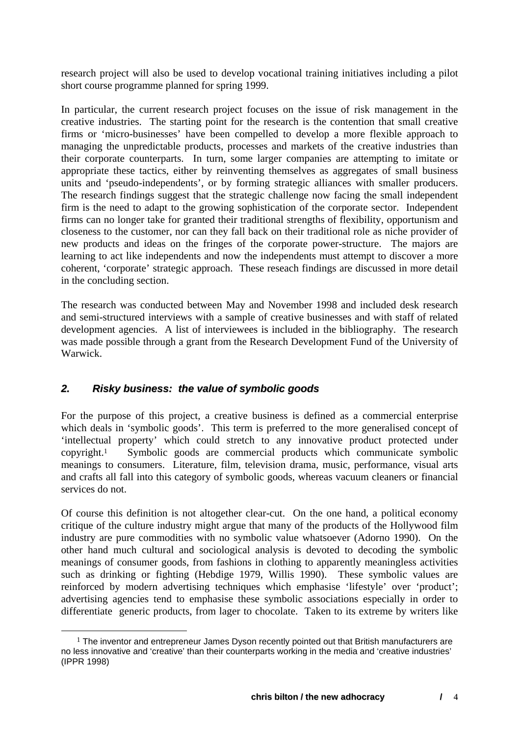research project will also be used to develop vocational training initiatives including a pilot short course programme planned for spring 1999.

In particular, the current research project focuses on the issue of risk management in the creative industries. The starting point for the research is the contention that small creative firms or 'micro-businesses' have been compelled to develop a more flexible approach to managing the unpredictable products, processes and markets of the creative industries than their corporate counterparts. In turn, some larger companies are attempting to imitate or appropriate these tactics, either by reinventing themselves as aggregates of small business units and 'pseudo-independents', or by forming strategic alliances with smaller producers. The research findings suggest that the strategic challenge now facing the small independent firm is the need to adapt to the growing sophistication of the corporate sector. Independent firms can no longer take for granted their traditional strengths of flexibility, opportunism and closeness to the customer, nor can they fall back on their traditional role as niche provider of new products and ideas on the fringes of the corporate power-structure. The majors are learning to act like independents and now the independents must attempt to discover a more coherent, 'corporate' strategic approach. These reseach findings are discussed in more detail in the concluding section.

The research was conducted between May and November 1998 and included desk research and semi-structured interviews with a sample of creative businesses and with staff of related development agencies. A list of interviewees is included in the bibliography. The research was made possible through a grant from the Research Development Fund of the University of Warwick.

## *2. Risky business: the value of symbolic goods*

For the purpose of this project, a creative business is defined as a commercial enterprise which deals in 'symbolic goods'. This term is preferred to the more generalised concept of 'intellectual property' which could stretch to any innovative product protected under copyright.[1] Symbolic goods are commercial products which communicate symbolic meanings to consumers. Literature, film, television drama, music, performance, visual arts and crafts all fall into this category of symbolic goods, whereas vacuum cleaners or financial services do not.

Of course this definition is not altogether clear-cut. On the one hand, a political economy critique of the culture industry might argue that many of the products of the Hollywood film industry are pure commodities with no symbolic value whatsoever (Adorno 1990). On the other hand much cultural and sociological analysis is devoted to decoding the symbolic meanings of consumer goods, from fashions in clothing to apparently meaningless activities such as drinking or fighting (Hebdige 1979, Willis 1990). These symbolic values are reinforced by modern advertising techniques which emphasise 'lifestyle' over 'product'; advertising agencies tend to emphasise these symbolic associations especially in order to differentiate generic products, from lager to chocolate. Taken to its extreme by writers like

---

[1] The inventor and entrepreneur James Dyson recently pointed out that British manufacturers are no less innovative and 'creative' than their counterparts working in the media and 'creative industries' (IPPR 1998)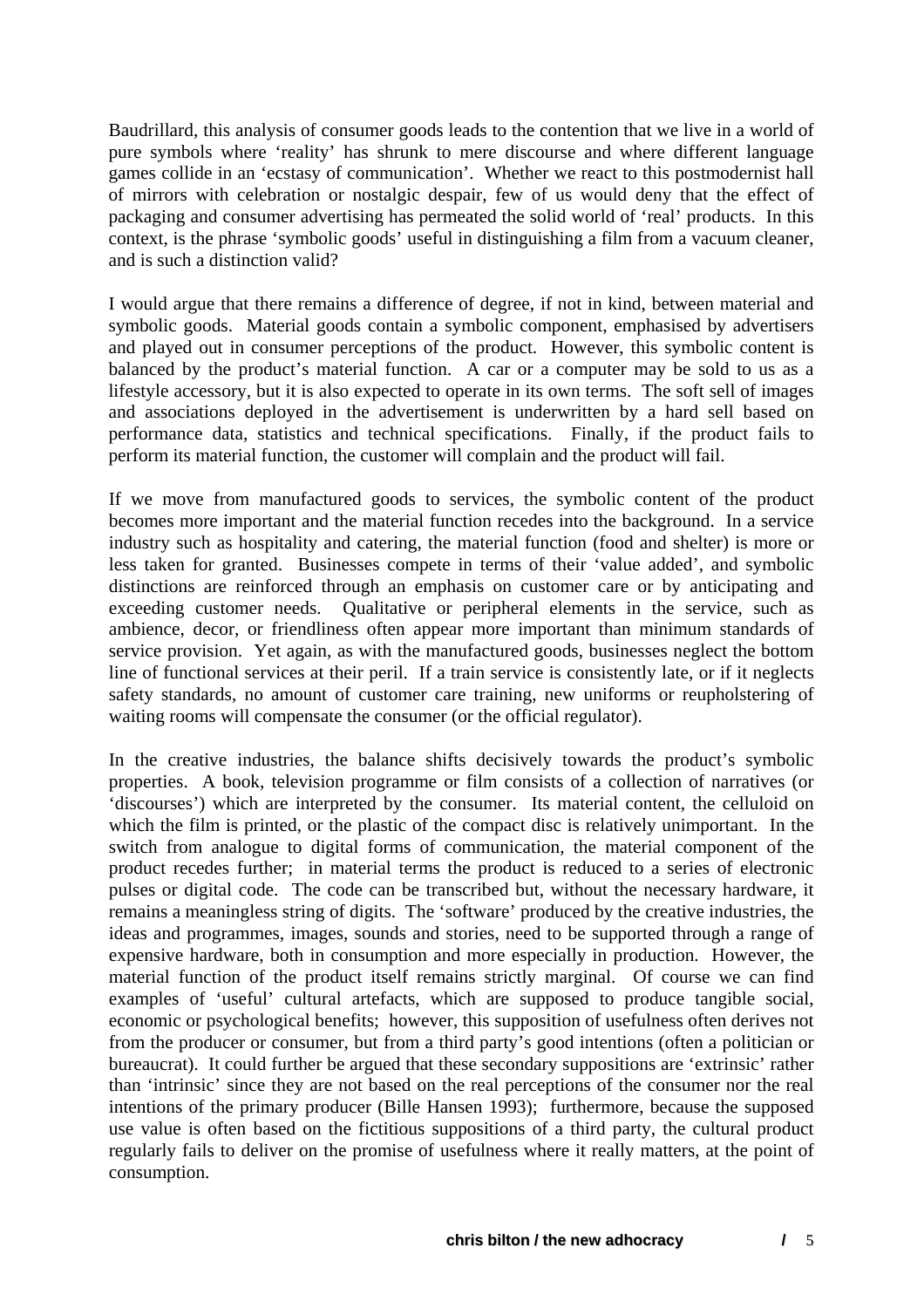Baudrillard, this analysis of consumer goods leads to the contention that we live in a world of pure symbols where 'reality' has shrunk to mere discourse and where different language games collide in an 'ecstasy of communication'. Whether we react to this postmodernist hall of mirrors with celebration or nostalgic despair, few of us would deny that the effect of packaging and consumer advertising has permeated the solid world of 'real' products. In this context, is the phrase 'symbolic goods' useful in distinguishing a film from a vacuum cleaner, and is such a distinction valid?

I would argue that there remains a difference of degree, if not in kind, between material and symbolic goods. Material goods contain a symbolic component, emphasised by advertisers and played out in consumer perceptions of the product. However, this symbolic content is balanced by the product's material function. A car or a computer may be sold to us as a lifestyle accessory, but it is also expected to operate in its own terms. The soft sell of images and associations deployed in the advertisement is underwritten by a hard sell based on performance data, statistics and technical specifications. Finally, if the product fails to perform its material function, the customer will complain and the product will fail.

If we move from manufactured goods to services, the symbolic content of the product becomes more important and the material function recedes into the background. In a service industry such as hospitality and catering, the material function (food and shelter) is more or less taken for granted. Businesses compete in terms of their 'value added', and symbolic distinctions are reinforced through an emphasis on customer care or by anticipating and exceeding customer needs. Qualitative or peripheral elements in the service, such as ambience, decor, or friendliness often appear more important than minimum standards of service provision. Yet again, as with the manufactured goods, businesses neglect the bottom line of functional services at their peril. If a train service is consistently late, or if it neglects safety standards, no amount of customer care training, new uniforms or reupholstering of waiting rooms will compensate the consumer (or the official regulator).

In the creative industries, the balance shifts decisively towards the product's symbolic properties. A book, television programme or film consists of a collection of narratives (or 'discourses') which are interpreted by the consumer. Its material content, the celluloid on which the film is printed, or the plastic of the compact disc is relatively unimportant. In the switch from analogue to digital forms of communication, the material component of the product recedes further; in material terms the product is reduced to a series of electronic pulses or digital code. The code can be transcribed but, without the necessary hardware, it remains a meaningless string of digits. The 'software' produced by the creative industries, the ideas and programmes, images, sounds and stories, need to be supported through a range of expensive hardware, both in consumption and more especially in production. However, the material function of the product itself remains strictly marginal. Of course we can find examples of 'useful' cultural artefacts, which are supposed to produce tangible social, economic or psychological benefits; however, this supposition of usefulness often derives not from the producer or consumer, but from a third party's good intentions (often a politician or bureaucrat). It could further be argued that these secondary suppositions are 'extrinsic' rather than 'intrinsic' since they are not based on the real perceptions of the consumer nor the real intentions of the primary producer (Bille Hansen 1993); furthermore, because the supposed use value is often based on the fictitious suppositions of a third party, the cultural product regularly fails to deliver on the promise of usefulness where it really matters, at the point of consumption.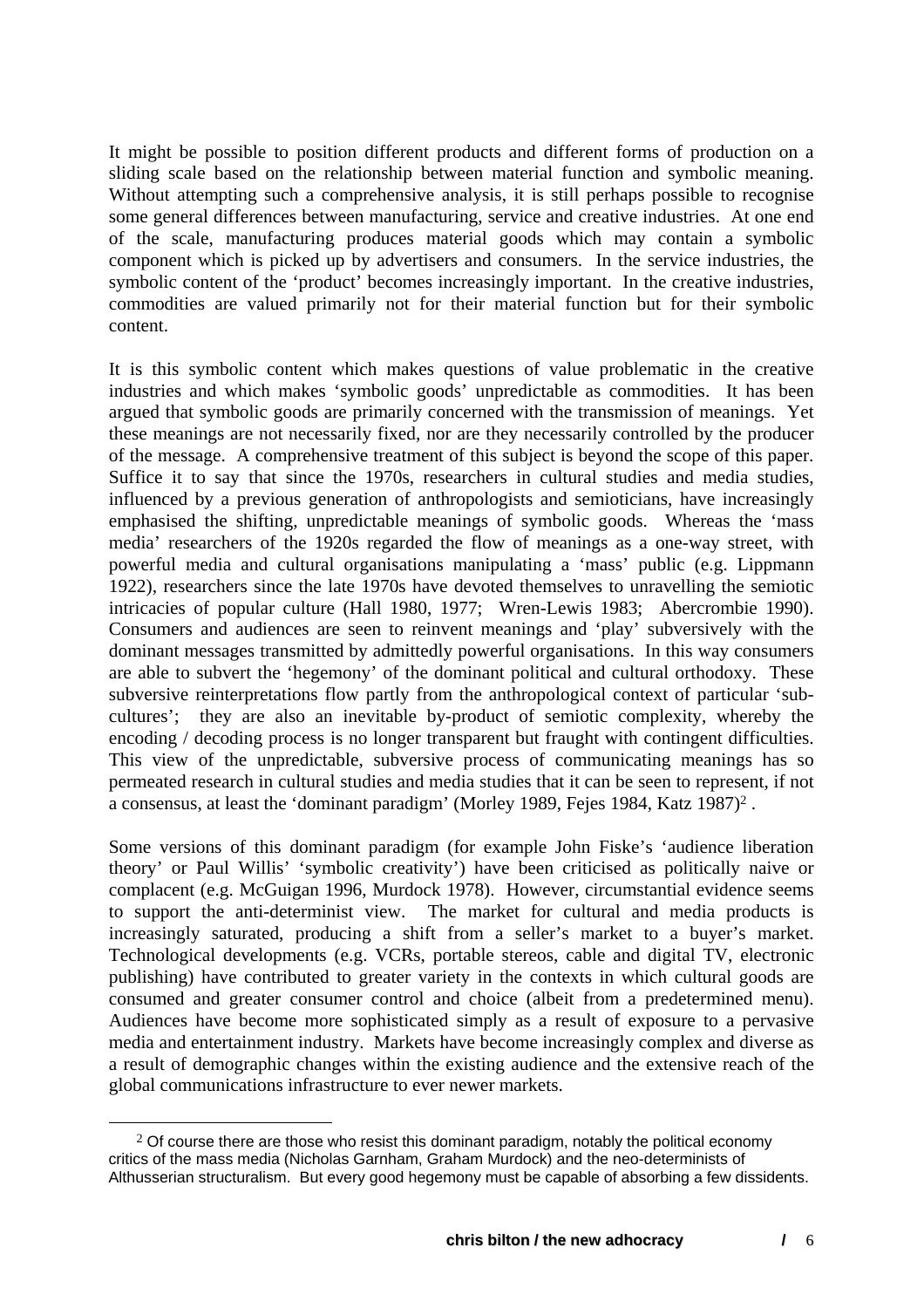It might be possible to position different products and different forms of production on a sliding scale based on the relationship between material function and symbolic meaning. Without attempting such a comprehensive analysis, it is still perhaps possible to recognise some general differences between manufacturing, service and creative industries. At one end of the scale, manufacturing produces material goods which may contain a symbolic component which is picked up by advertisers and consumers. In the service industries, the symbolic content of the 'product' becomes increasingly important. In the creative industries, commodities are valued primarily not for their material function but for their symbolic content.

It is this symbolic content which makes questions of value problematic in the creative industries and which makes 'symbolic goods' unpredictable as commodities. It has been argued that symbolic goods are primarily concerned with the transmission of meanings. Yet these meanings are not necessarily fixed, nor are they necessarily controlled by the producer of the message. A comprehensive treatment of this subject is beyond the scope of this paper. Suffice it to say that since the 1970s, researchers in cultural studies and media studies, influenced by a previous generation of anthropologists and semioticians, have increasingly emphasised the shifting, unpredictable meanings of symbolic goods. Whereas the 'mass media' researchers of the 1920s regarded the flow of meanings as a one-way street, with powerful media and cultural organisations manipulating a 'mass' public (e.g. Lippmann 1922), researchers since the late 1970s have devoted themselves to unravelling the semiotic intricacies of popular culture (Hall 1980, 1977; Wren-Lewis 1983; Abercrombie 1990). Consumers and audiences are seen to reinvent meanings and 'play' subversively with the dominant messages transmitted by admittedly powerful organisations. In this way consumers are able to subvert the 'hegemony' of the dominant political and cultural orthodoxy. These subversive reinterpretations flow partly from the anthropological context of particular 'sub-cultures'; they are also an inevitable by-product of semiotic complexity, whereby the encoding / decoding process is no longer transparent but fraught with contingent difficulties. This view of the unpredictable, subversive process of communicating meanings has so permeated research in cultural studies and media studies that it can be seen to represent, if not a consensus, at least the 'dominant paradigm' (Morley 1989, Fejes 1984, Katz 1987)[2] .

Some versions of this dominant paradigm (for example John Fiske's 'audience liberation theory' or Paul Willis' 'symbolic creativity') have been criticised as politically naive or complacent (e.g. McGuigan 1996, Murdock 1978). However, circumstantial evidence seems to support the anti-determinist view. The market for cultural and media products is increasingly saturated, producing a shift from a seller's market to a buyer's market. Technological developments (e.g. VCRs, portable stereos, cable and digital TV, electronic publishing) have contributed to greater variety in the contexts in which cultural goods are consumed and greater consumer control and choice (albeit from a predetermined menu). Audiences have become more sophisticated simply as a result of exposure to a pervasive media and entertainment industry. Markets have become increasingly complex and diverse as a result of demographic changes within the existing audience and the extensive reach of the global communications infrastructure to ever newer markets.

[2] Of course there are those who resist this dominant paradigm, notably the political economy critics of the mass media (Nicholas Garnham, Graham Murdock) and the neo-determinists of Althusserian structuralism. But every good hegemony must be capable of absorbing a few dissidents.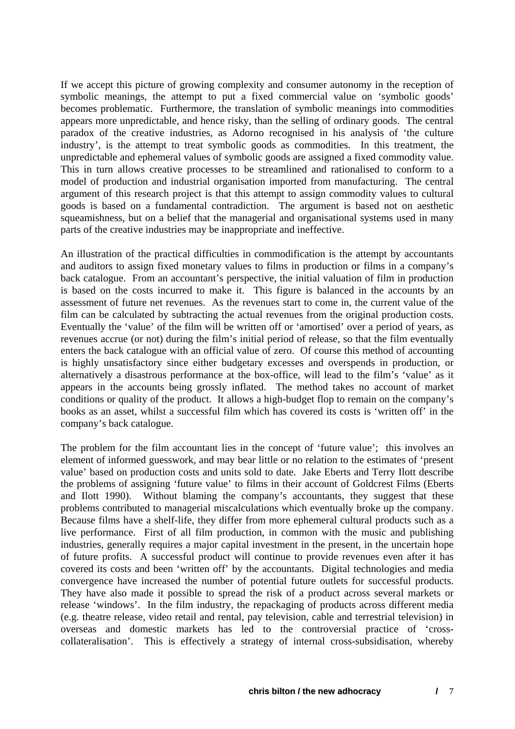If we accept this picture of growing complexity and consumer autonomy in the reception of symbolic meanings, the attempt to put a fixed commercial value on 'symbolic goods' becomes problematic. Furthermore, the translation of symbolic meanings into commodities appears more unpredictable, and hence risky, than the selling of ordinary goods. The central paradox of the creative industries, as Adorno recognised in his analysis of 'the culture industry', is the attempt to treat symbolic goods as commodities. In this treatment, the unpredictable and ephemeral values of symbolic goods are assigned a fixed commodity value. This in turn allows creative processes to be streamlined and rationalised to conform to a model of production and industrial organisation imported from manufacturing. The central argument of this research project is that this attempt to assign commodity values to cultural goods is based on a fundamental contradiction. The argument is based not on aesthetic squeamishness, but on a belief that the managerial and organisational systems used in many parts of the creative industries may be inappropriate and ineffective.

An illustration of the practical difficulties in commodification is the attempt by accountants and auditors to assign fixed monetary values to films in production or films in a company's back catalogue. From an accountant's perspective, the initial valuation of film in production is based on the costs incurred to make it. This figure is balanced in the accounts by an assessment of future net revenues. As the revenues start to come in, the current value of the film can be calculated by subtracting the actual revenues from the original production costs. Eventually the 'value' of the film will be written off or 'amortised' over a period of years, as revenues accrue (or not) during the film's initial period of release, so that the film eventually enters the back catalogue with an official value of zero. Of course this method of accounting is highly unsatisfactory since either budgetary excesses and overspends in production, or alternatively a disastrous performance at the box-office, will lead to the film's 'value' as it appears in the accounts being grossly inflated. The method takes no account of market conditions or quality of the product. It allows a high-budget flop to remain on the company's books as an asset, whilst a successful film which has covered its costs is 'written off' in the company's back catalogue.

The problem for the film accountant lies in the concept of 'future value'; this involves an element of informed guesswork, and may bear little or no relation to the estimates of 'present value' based on production costs and units sold to date. Jake Eberts and Terry Ilott describe the problems of assigning 'future value' to films in their account of Goldcrest Films (Eberts and Ilott 1990). Without blaming the company's accountants, they suggest that these problems contributed to managerial miscalculations which eventually broke up the company. Because films have a shelf-life, they differ from more ephemeral cultural products such as a live performance. First of all film production, in common with the music and publishing industries, generally requires a major capital investment in the present, in the uncertain hope of future profits. A successful product will continue to provide revenues even after it has covered its costs and been 'written off' by the accountants. Digital technologies and media convergence have increased the number of potential future outlets for successful products. They have also made it possible to spread the risk of a product across several markets or release 'windows'. In the film industry, the repackaging of products across different media (e.g. theatre release, video retail and rental, pay television, cable and terrestrial television) in overseas and domestic markets has led to the controversial practice of 'cross-collateralisation'. This is effectively a strategy of internal cross-subsidisation, whereby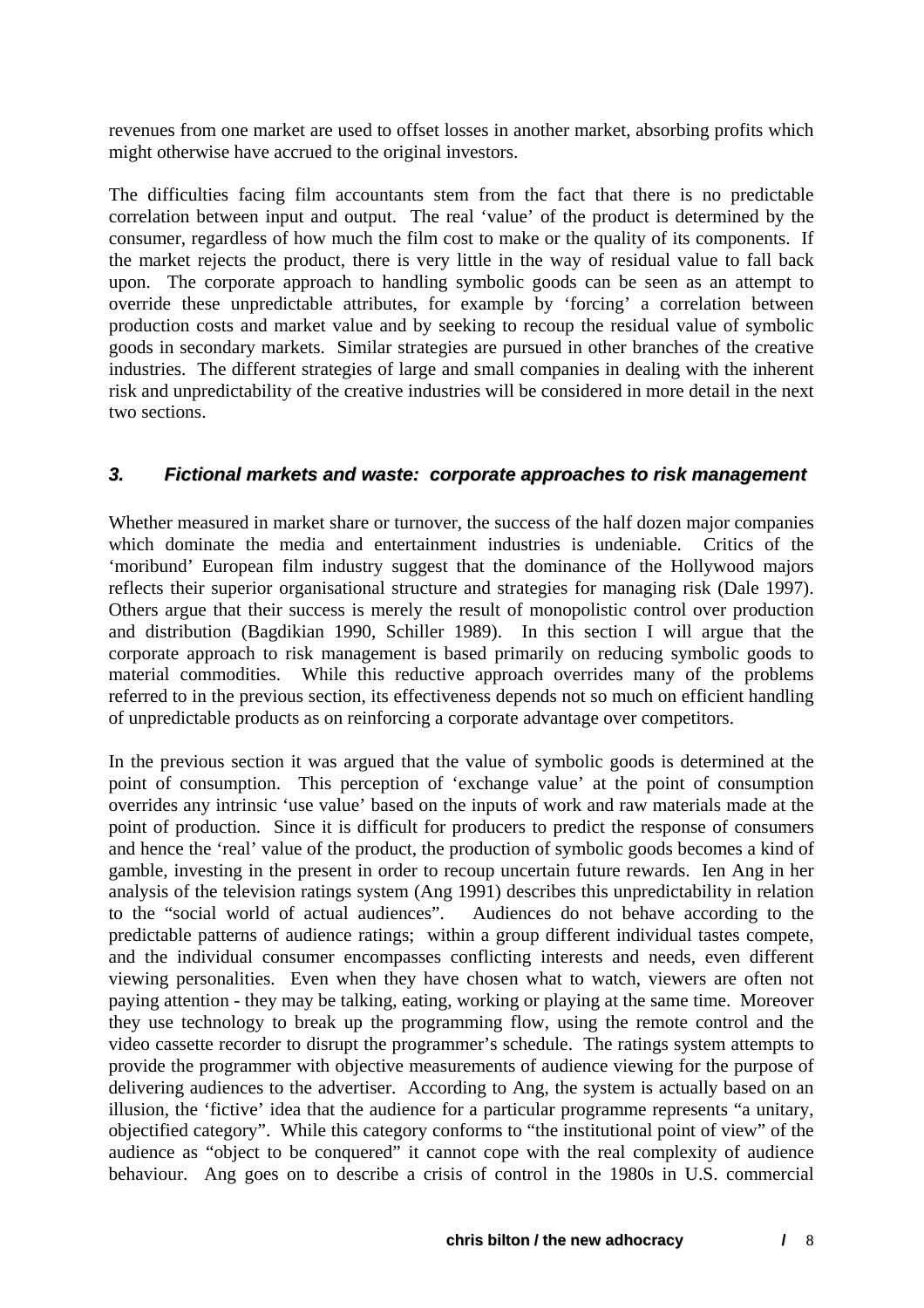revenues from one market are used to offset losses in another market, absorbing profits which might otherwise have accrued to the original investors.

The difficulties facing film accountants stem from the fact that there is no predictable correlation between input and output. The real 'value' of the product is determined by the consumer, regardless of how much the film cost to make or the quality of its components. If the market rejects the product, there is very little in the way of residual value to fall back upon. The corporate approach to handling symbolic goods can be seen as an attempt to override these unpredictable attributes, for example by 'forcing' a correlation between production costs and market value and by seeking to recoup the residual value of symbolic goods in secondary markets. Similar strategies are pursued in other branches of the creative industries. The different strategies of large and small companies in dealing with the inherent risk and unpredictability of the creative industries will be considered in more detail in the next two sections.

## *3. Fictional markets and waste: corporate approaches to risk management*

Whether measured in market share or turnover, the success of the half dozen major companies which dominate the media and entertainment industries is undeniable. Critics of the 'moribund' European film industry suggest that the dominance of the Hollywood majors reflects their superior organisational structure and strategies for managing risk (Dale 1997). Others argue that their success is merely the result of monopolistic control over production and distribution (Bagdikian 1990, Schiller 1989). In this section I will argue that the corporate approach to risk management is based primarily on reducing symbolic goods to material commodities. While this reductive approach overrides many of the problems referred to in the previous section, its effectiveness depends not so much on efficient handling of unpredictable products as on reinforcing a corporate advantage over competitors.

In the previous section it was argued that the value of symbolic goods is determined at the point of consumption. This perception of 'exchange value' at the point of consumption overrides any intrinsic 'use value' based on the inputs of work and raw materials made at the point of production. Since it is difficult for producers to predict the response of consumers and hence the 'real' value of the product, the production of symbolic goods becomes a kind of gamble, investing in the present in order to recoup uncertain future rewards. Ien Ang in her analysis of the television ratings system (Ang 1991) describes this unpredictability in relation to the "social world of actual audiences". Audiences do not behave according to the predictable patterns of audience ratings; within a group different individual tastes compete, and the individual consumer encompasses conflicting interests and needs, even different viewing personalities. Even when they have chosen what to watch, viewers are often not paying attention - they may be talking, eating, working or playing at the same time. Moreover they use technology to break up the programming flow, using the remote control and the video cassette recorder to disrupt the programmer's schedule. The ratings system attempts to provide the programmer with objective measurements of audience viewing for the purpose of delivering audiences to the advertiser. According to Ang, the system is actually based on an illusion, the 'fictive' idea that the audience for a particular programme represents "a unitary, objectified category". While this category conforms to "the institutional point of view" of the audience as "object to be conquered" it cannot cope with the real complexity of audience behaviour. Ang goes on to describe a crisis of control in the 1980s in U.S. commercial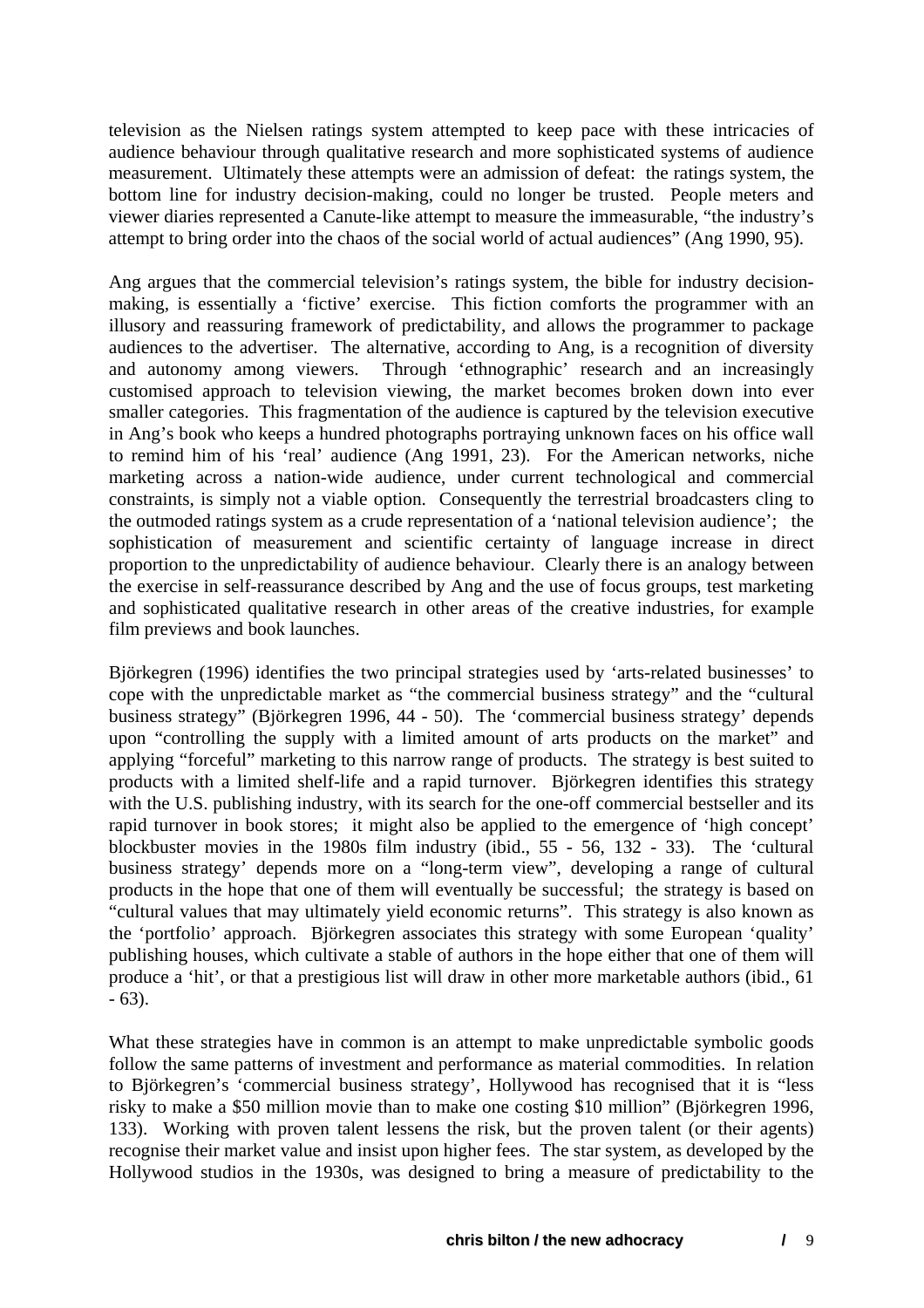television as the Nielsen ratings system attempted to keep pace with these intricacies of audience behaviour through qualitative research and more sophisticated systems of audience measurement. Ultimately these attempts were an admission of defeat: the ratings system, the bottom line for industry decision-making, could no longer be trusted. People meters and viewer diaries represented a Canute-like attempt to measure the immeasurable, "the industry's attempt to bring order into the chaos of the social world of actual audiences" (Ang 1990, 95).

Ang argues that the commercial television's ratings system, the bible for industry decision-making, is essentially a 'fictive' exercise. This fiction comforts the programmer with an illusory and reassuring framework of predictability, and allows the programmer to package audiences to the advertiser. The alternative, according to Ang, is a recognition of diversity and autonomy among viewers. Through 'ethnographic' research and an increasingly customised approach to television viewing, the market becomes broken down into ever smaller categories. This fragmentation of the audience is captured by the television executive in Ang's book who keeps a hundred photographs portraying unknown faces on his office wall to remind him of his 'real' audience (Ang 1991, 23). For the American networks, niche marketing across a nation-wide audience, under current technological and commercial constraints, is simply not a viable option. Consequently the terrestrial broadcasters cling to the outmoded ratings system as a crude representation of a 'national television audience'; the sophistication of measurement and scientific certainty of language increase in direct proportion to the unpredictability of audience behaviour. Clearly there is an analogy between the exercise in self-reassurance described by Ang and the use of focus groups, test marketing and sophisticated qualitative research in other areas of the creative industries, for example film previews and book launches.

Björkegren (1996) identifies the two principal strategies used by 'arts-related businesses' to cope with the unpredictable market as "the commercial business strategy" and the "cultural business strategy" (Björkegren 1996, 44 - 50). The 'commercial business strategy' depends upon "controlling the supply with a limited amount of arts products on the market" and applying "forceful" marketing to this narrow range of products. The strategy is best suited to products with a limited shelf-life and a rapid turnover. Björkegren identifies this strategy with the U.S. publishing industry, with its search for the one-off commercial bestseller and its rapid turnover in book stores; it might also be applied to the emergence of 'high concept' blockbuster movies in the 1980s film industry (ibid., 55 - 56, 132 - 33). The 'cultural business strategy' depends more on a "long-term view", developing a range of cultural products in the hope that one of them will eventually be successful; the strategy is based on "cultural values that may ultimately yield economic returns". This strategy is also known as the 'portfolio' approach. Björkegren associates this strategy with some European 'quality' publishing houses, which cultivate a stable of authors in the hope either that one of them will produce a 'hit', or that a prestigious list will draw in other more marketable authors (ibid., 61 - 63).

What these strategies have in common is an attempt to make unpredictable symbolic goods follow the same patterns of investment and performance as material commodities. In relation to Björkegren's 'commercial business strategy', Hollywood has recognised that it is "less risky to make a $50 million movie than to make one costing $10 million" (Björkegren 1996, 133). Working with proven talent lessens the risk, but the proven talent (or their agents) recognise their market value and insist upon higher fees. The star system, as developed by the Hollywood studios in the 1930s, was designed to bring a measure of predictability to the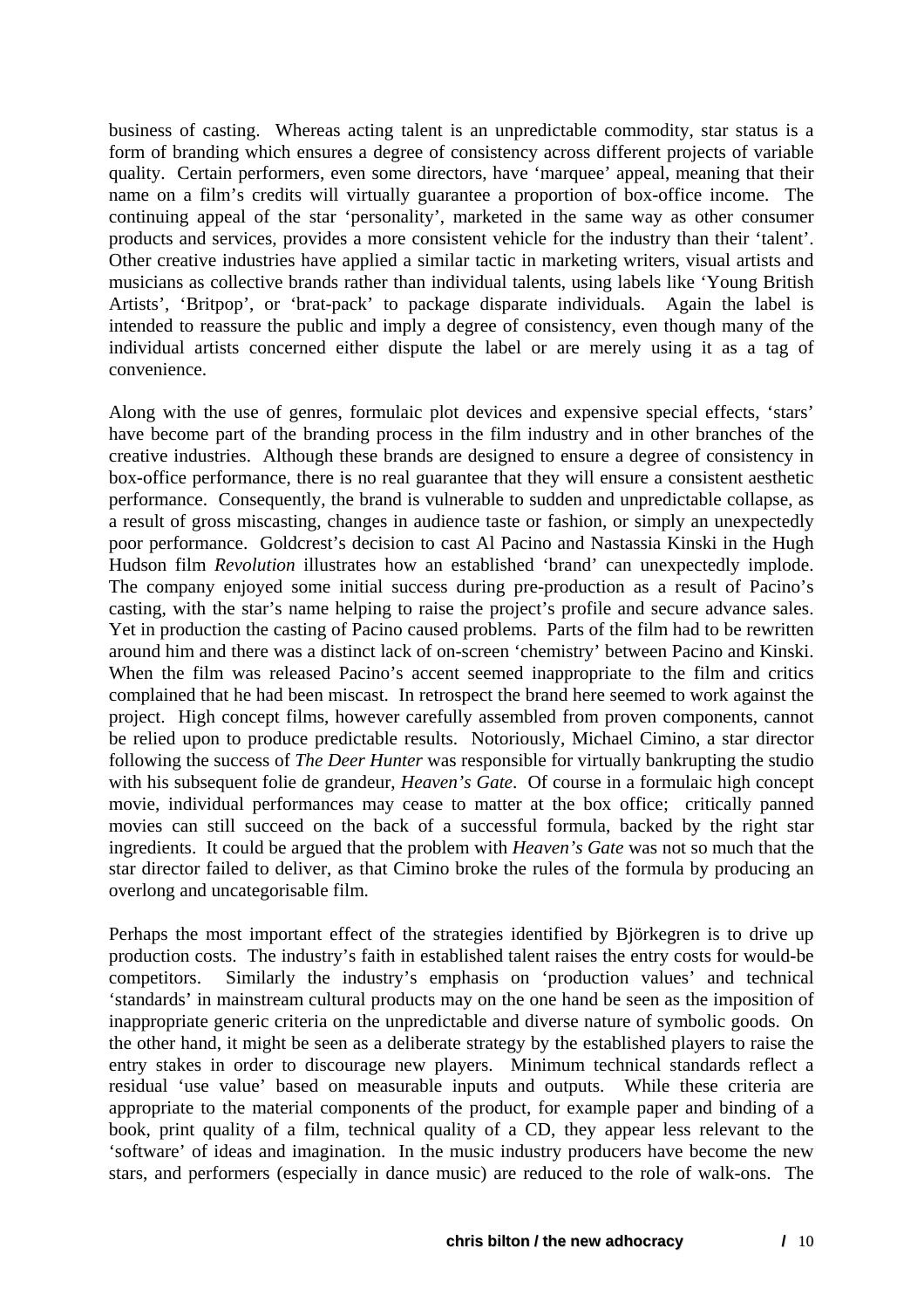business of casting. Whereas acting talent is an unpredictable commodity, star status is a form of branding which ensures a degree of consistency across different projects of variable quality. Certain performers, even some directors, have 'marquee' appeal, meaning that their name on a film's credits will virtually guarantee a proportion of box-office income. The continuing appeal of the star 'personality', marketed in the same way as other consumer products and services, provides a more consistent vehicle for the industry than their 'talent'. Other creative industries have applied a similar tactic in marketing writers, visual artists and musicians as collective brands rather than individual talents, using labels like 'Young British Artists', 'Britpop', or 'brat-pack' to package disparate individuals. Again the label is intended to reassure the public and imply a degree of consistency, even though many of the individual artists concerned either dispute the label or are merely using it as a tag of convenience.

Along with the use of genres, formulaic plot devices and expensive special effects, 'stars' have become part of the branding process in the film industry and in other branches of the creative industries. Although these brands are designed to ensure a degree of consistency in box-office performance, there is no real guarantee that they will ensure a consistent aesthetic performance. Consequently, the brand is vulnerable to sudden and unpredictable collapse, as a result of gross miscasting, changes in audience taste or fashion, or simply an unexpectedly poor performance. Goldcrest's decision to cast Al Pacino and Nastassia Kinski in the Hugh Hudson film *Revolution* illustrates how an established 'brand' can unexpectedly implode. The company enjoyed some initial success during pre-production as a result of Pacino's casting, with the star's name helping to raise the project's profile and secure advance sales. Yet in production the casting of Pacino caused problems. Parts of the film had to be rewritten around him and there was a distinct lack of on-screen 'chemistry' between Pacino and Kinski. When the film was released Pacino's accent seemed inappropriate to the film and critics complained that he had been miscast. In retrospect the brand here seemed to work against the project. High concept films, however carefully assembled from proven components, cannot be relied upon to produce predictable results. Notoriously, Michael Cimino, a star director following the success of *The Deer Hunter* was responsible for virtually bankrupting the studio with his subsequent folie de grandeur, *Heaven's Gate*. Of course in a formulaic high concept movie, individual performances may cease to matter at the box office; critically panned movies can still succeed on the back of a successful formula, backed by the right star ingredients. It could be argued that the problem with *Heaven's Gate* was not so much that the star director failed to deliver, as that Cimino broke the rules of the formula by producing an overlong and uncategorisable film.

Perhaps the most important effect of the strategies identified by Björkegren is to drive up production costs. The industry's faith in established talent raises the entry costs for would-be competitors. Similarly the industry's emphasis on 'production values' and technical 'standards' in mainstream cultural products may on the one hand be seen as the imposition of inappropriate generic criteria on the unpredictable and diverse nature of symbolic goods. On the other hand, it might be seen as a deliberate strategy by the established players to raise the entry stakes in order to discourage new players. Minimum technical standards reflect a residual 'use value' based on measurable inputs and outputs. While these criteria are appropriate to the material components of the product, for example paper and binding of a book, print quality of a film, technical quality of a CD, they appear less relevant to the 'software' of ideas and imagination. In the music industry producers have become the new stars, and performers (especially in dance music) are reduced to the role of walk-ons. The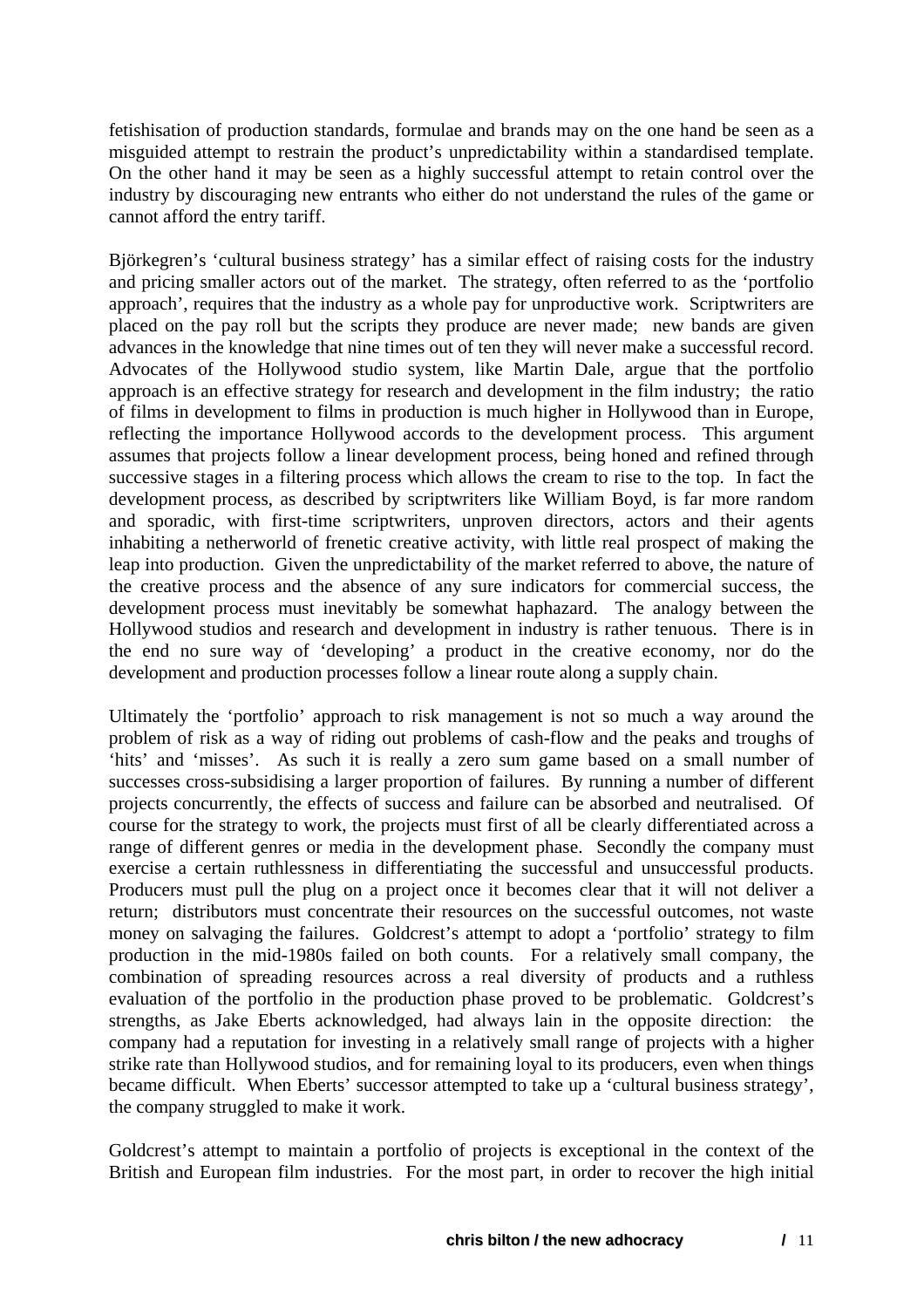fetishisation of production standards, formulae and brands may on the one hand be seen as a misguided attempt to restrain the product's unpredictability within a standardised template. On the other hand it may be seen as a highly successful attempt to retain control over the industry by discouraging new entrants who either do not understand the rules of the game or cannot afford the entry tariff.

Björkegren's 'cultural business strategy' has a similar effect of raising costs for the industry and pricing smaller actors out of the market. The strategy, often referred to as the 'portfolio approach', requires that the industry as a whole pay for unproductive work. Scriptwriters are placed on the pay roll but the scripts they produce are never made; new bands are given advances in the knowledge that nine times out of ten they will never make a successful record. Advocates of the Hollywood studio system, like Martin Dale, argue that the portfolio approach is an effective strategy for research and development in the film industry; the ratio of films in development to films in production is much higher in Hollywood than in Europe, reflecting the importance Hollywood accords to the development process. This argument assumes that projects follow a linear development process, being honed and refined through successive stages in a filtering process which allows the cream to rise to the top. In fact the development process, as described by scriptwriters like William Boyd, is far more random and sporadic, with first-time scriptwriters, unproven directors, actors and their agents inhabiting a netherworld of frenetic creative activity, with little real prospect of making the leap into production. Given the unpredictability of the market referred to above, the nature of the creative process and the absence of any sure indicators for commercial success, the development process must inevitably be somewhat haphazard. The analogy between the Hollywood studios and research and development in industry is rather tenuous. There is in the end no sure way of 'developing' a product in the creative economy, nor do the development and production processes follow a linear route along a supply chain.

Ultimately the 'portfolio' approach to risk management is not so much a way around the problem of risk as a way of riding out problems of cash-flow and the peaks and troughs of 'hits' and 'misses'. As such it is really a zero sum game based on a small number of successes cross-subsidising a larger proportion of failures. By running a number of different projects concurrently, the effects of success and failure can be absorbed and neutralised. Of course for the strategy to work, the projects must first of all be clearly differentiated across a range of different genres or media in the development phase. Secondly the company must exercise a certain ruthlessness in differentiating the successful and unsuccessful products. Producers must pull the plug on a project once it becomes clear that it will not deliver a return; distributors must concentrate their resources on the successful outcomes, not waste money on salvaging the failures. Goldcrest's attempt to adopt a 'portfolio' strategy to film production in the mid-1980s failed on both counts. For a relatively small company, the combination of spreading resources across a real diversity of products and a ruthless evaluation of the portfolio in the production phase proved to be problematic. Goldcrest's strengths, as Jake Eberts acknowledged, had always lain in the opposite direction: the company had a reputation for investing in a relatively small range of projects with a higher strike rate than Hollywood studios, and for remaining loyal to its producers, even when things became difficult. When Eberts' successor attempted to take up a 'cultural business strategy', the company struggled to make it work.

Goldcrest's attempt to maintain a portfolio of projects is exceptional in the context of the British and European film industries. For the most part, in order to recover the high initial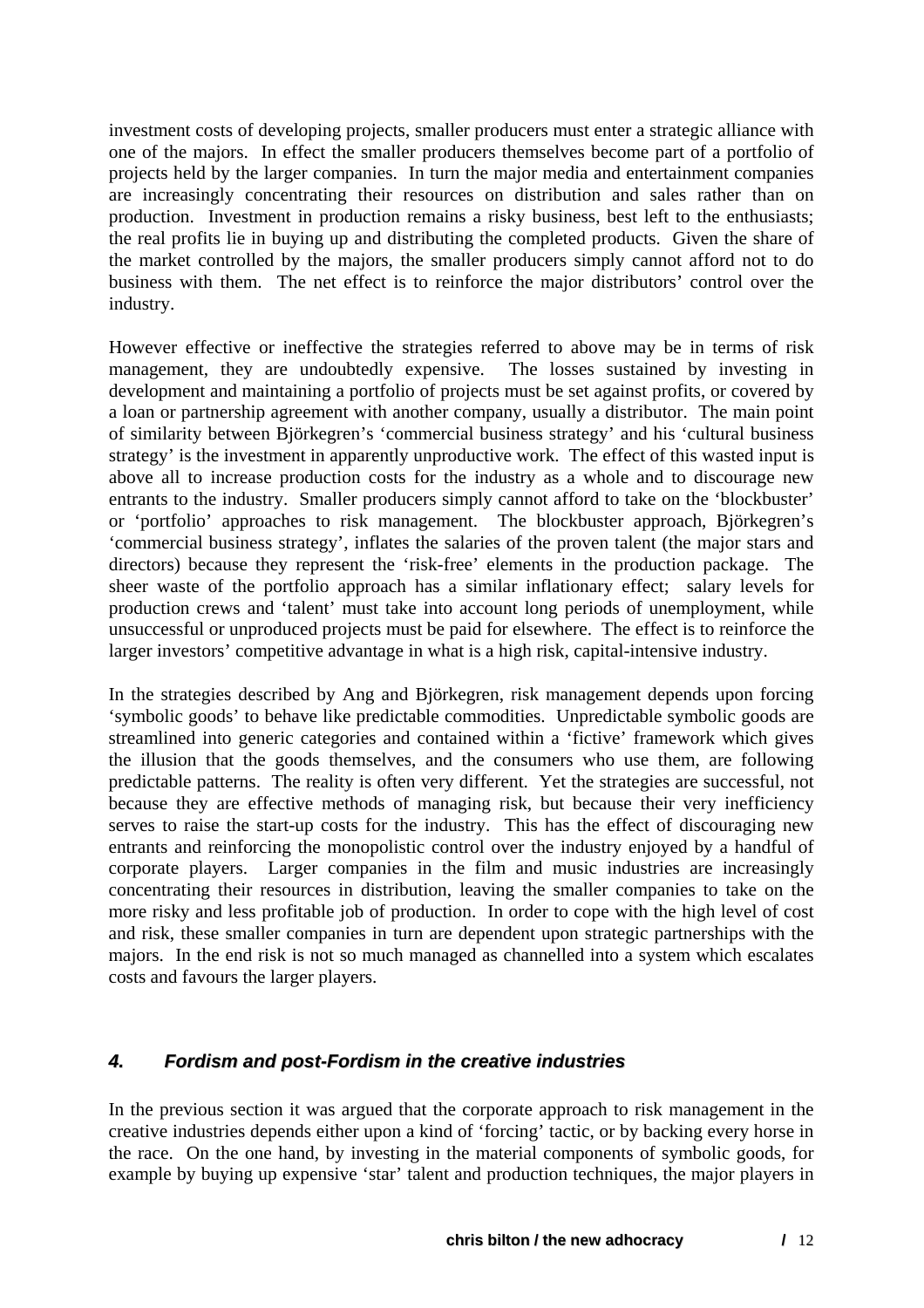investment costs of developing projects, smaller producers must enter a strategic alliance with one of the majors. In effect the smaller producers themselves become part of a portfolio of projects held by the larger companies. In turn the major media and entertainment companies are increasingly concentrating their resources on distribution and sales rather than on production. Investment in production remains a risky business, best left to the enthusiasts; the real profits lie in buying up and distributing the completed products. Given the share of the market controlled by the majors, the smaller producers simply cannot afford not to do business with them. The net effect is to reinforce the major distributors' control over the industry.

However effective or ineffective the strategies referred to above may be in terms of risk management, they are undoubtedly expensive. The losses sustained by investing in development and maintaining a portfolio of projects must be set against profits, or covered by a loan or partnership agreement with another company, usually a distributor. The main point of similarity between Björkegren's 'commercial business strategy' and his 'cultural business strategy' is the investment in apparently unproductive work. The effect of this wasted input is above all to increase production costs for the industry as a whole and to discourage new entrants to the industry. Smaller producers simply cannot afford to take on the 'blockbuster' or 'portfolio' approaches to risk management. The blockbuster approach, Björkegren's 'commercial business strategy', inflates the salaries of the proven talent (the major stars and directors) because they represent the 'risk-free' elements in the production package. The sheer waste of the portfolio approach has a similar inflationary effect; salary levels for production crews and 'talent' must take into account long periods of unemployment, while unsuccessful or unproduced projects must be paid for elsewhere. The effect is to reinforce the larger investors' competitive advantage in what is a high risk, capital-intensive industry.

In the strategies described by Ang and Björkegren, risk management depends upon forcing 'symbolic goods' to behave like predictable commodities. Unpredictable symbolic goods are streamlined into generic categories and contained within a 'fictive' framework which gives the illusion that the goods themselves, and the consumers who use them, are following predictable patterns. The reality is often very different. Yet the strategies are successful, not because they are effective methods of managing risk, but because their very inefficiency serves to raise the start-up costs for the industry. This has the effect of discouraging new entrants and reinforcing the monopolistic control over the industry enjoyed by a handful of corporate players. Larger companies in the film and music industries are increasingly concentrating their resources in distribution, leaving the smaller companies to take on the more risky and less profitable job of production. In order to cope with the high level of cost and risk, these smaller companies in turn are dependent upon strategic partnerships with the majors. In the end risk is not so much managed as channelled into a system which escalates costs and favours the larger players.

## *4. Fordism and post-Fordism in the creative industries*

In the previous section it was argued that the corporate approach to risk management in the creative industries depends either upon a kind of 'forcing' tactic, or by backing every horse in the race. On the one hand, by investing in the material components of symbolic goods, for example by buying up expensive 'star' talent and production techniques, the major players in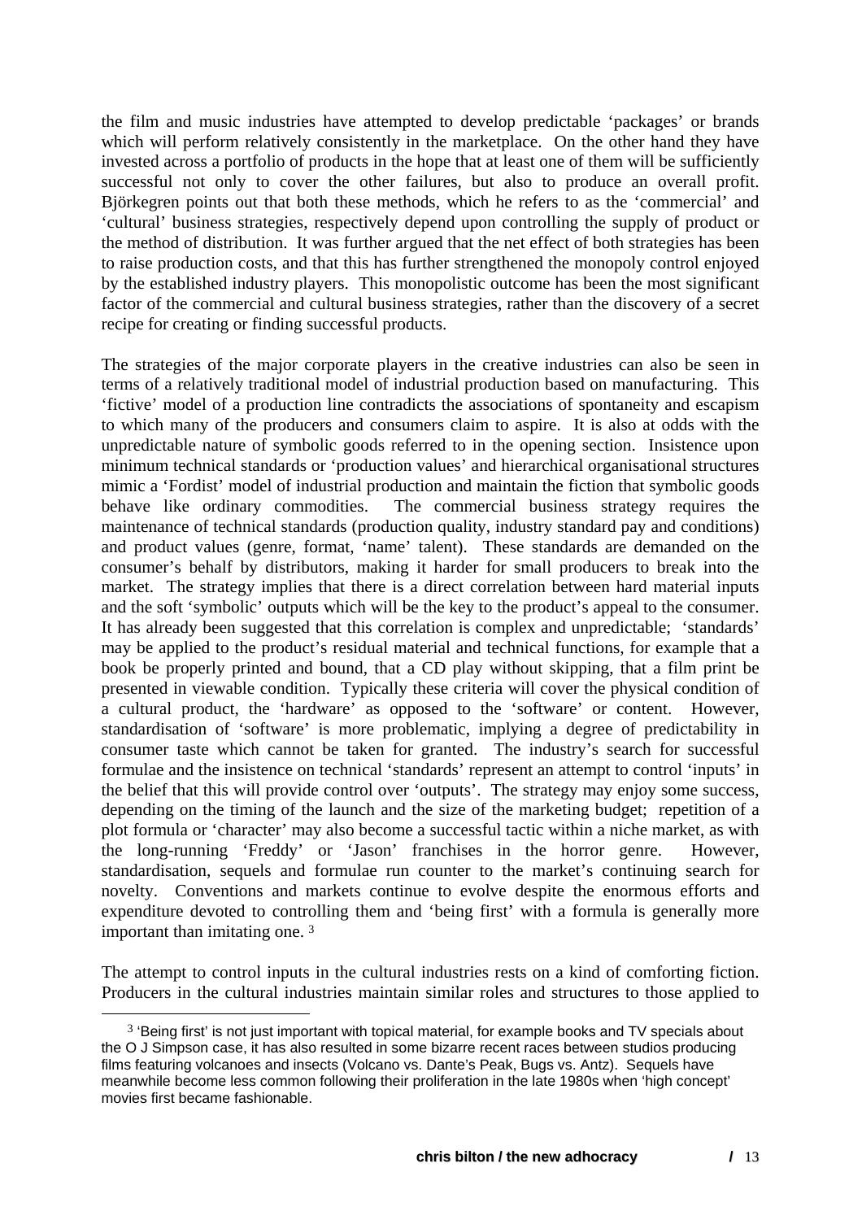the film and music industries have attempted to develop predictable 'packages' or brands which will perform relatively consistently in the marketplace. On the other hand they have invested across a portfolio of products in the hope that at least one of them will be sufficiently successful not only to cover the other failures, but also to produce an overall profit. Björkegren points out that both these methods, which he refers to as the 'commercial' and 'cultural' business strategies, respectively depend upon controlling the supply of product or the method of distribution. It was further argued that the net effect of both strategies has been to raise production costs, and that this has further strengthened the monopoly control enjoyed by the established industry players. This monopolistic outcome has been the most significant factor of the commercial and cultural business strategies, rather than the discovery of a secret recipe for creating or finding successful products.

The strategies of the major corporate players in the creative industries can also be seen in terms of a relatively traditional model of industrial production based on manufacturing. This 'fictive' model of a production line contradicts the associations of spontaneity and escapism to which many of the producers and consumers claim to aspire. It is also at odds with the unpredictable nature of symbolic goods referred to in the opening section. Insistence upon minimum technical standards or 'production values' and hierarchical organisational structures mimic a 'Fordist' model of industrial production and maintain the fiction that symbolic goods behave like ordinary commodities. The commercial business strategy requires the maintenance of technical standards (production quality, industry standard pay and conditions) and product values (genre, format, 'name' talent). These standards are demanded on the consumer's behalf by distributors, making it harder for small producers to break into the market. The strategy implies that there is a direct correlation between hard material inputs and the soft 'symbolic' outputs which will be the key to the product's appeal to the consumer. It has already been suggested that this correlation is complex and unpredictable; 'standards' may be applied to the product's residual material and technical functions, for example that a book be properly printed and bound, that a CD play without skipping, that a film print be presented in viewable condition. Typically these criteria will cover the physical condition of a cultural product, the 'hardware' as opposed to the 'software' or content. However, standardisation of 'software' is more problematic, implying a degree of predictability in consumer taste which cannot be taken for granted. The industry's search for successful formulae and the insistence on technical 'standards' represent an attempt to control 'inputs' in the belief that this will provide control over 'outputs'. The strategy may enjoy some success, depending on the timing of the launch and the size of the marketing budget; repetition of a plot formula or 'character' may also become a successful tactic within a niche market, as with the long-running 'Freddy' or 'Jason' franchises in the horror genre. However, standardisation, sequels and formulae run counter to the market's continuing search for novelty. Conventions and markets continue to evolve despite the enormous efforts and expenditure devoted to controlling them and 'being first' with a formula is generally more important than imitating one. [3]

The attempt to control inputs in the cultural industries rests on a kind of comforting fiction. Producers in the cultural industries maintain similar roles and structures to those applied to

[3] 'Being first' is not just important with topical material, for example books and TV specials about the O J Simpson case, it has also resulted in some bizarre recent races between studios producing films featuring volcanoes and insects (Volcano vs. Dante's Peak, Bugs vs. Antz). Sequels have meanwhile become less common following their proliferation in the late 1980s when 'high concept' movies first became fashionable.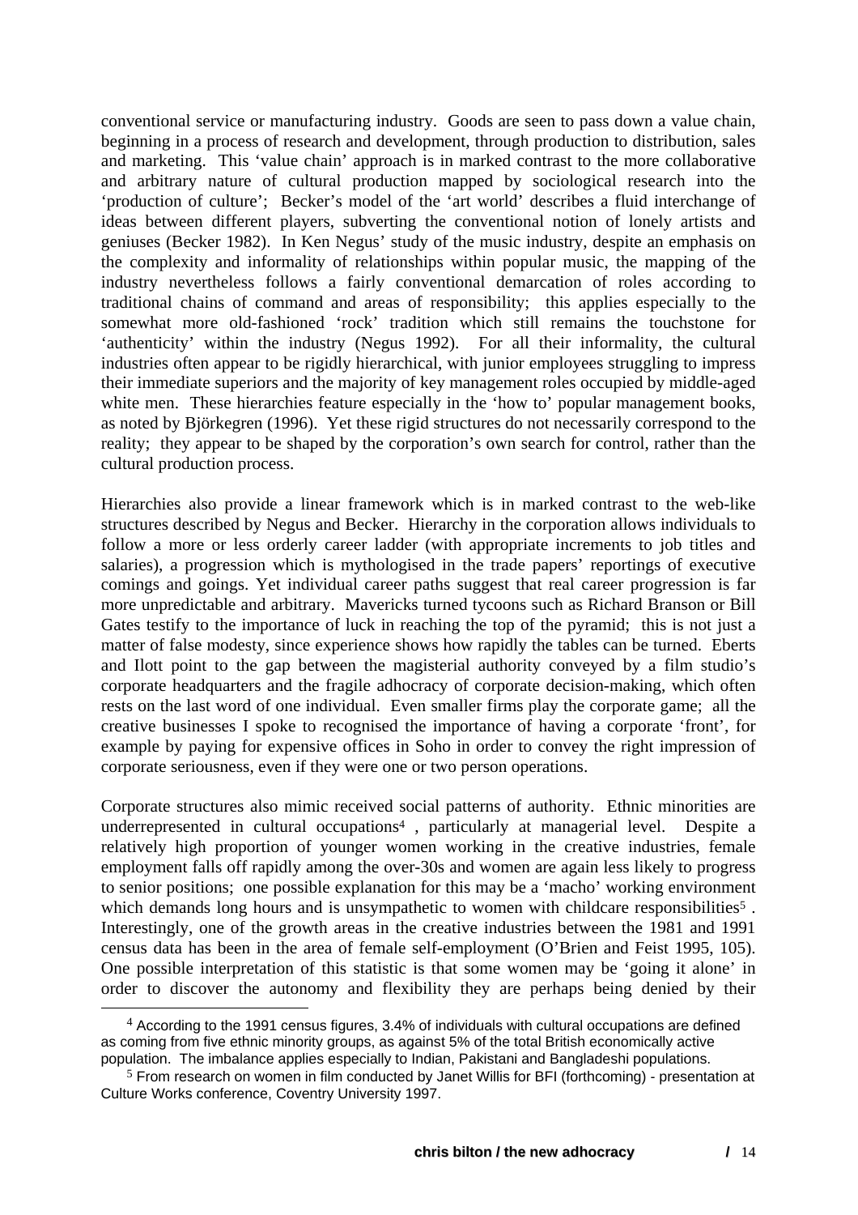conventional service or manufacturing industry. Goods are seen to pass down a value chain, beginning in a process of research and development, through production to distribution, sales and marketing. This 'value chain' approach is in marked contrast to the more collaborative and arbitrary nature of cultural production mapped by sociological research into the 'production of culture'; Becker's model of the 'art world' describes a fluid interchange of ideas between different players, subverting the conventional notion of lonely artists and geniuses (Becker 1982). In Ken Negus' study of the music industry, despite an emphasis on the complexity and informality of relationships within popular music, the mapping of the industry nevertheless follows a fairly conventional demarcation of roles according to traditional chains of command and areas of responsibility; this applies especially to the somewhat more old-fashioned 'rock' tradition which still remains the touchstone for 'authenticity' within the industry (Negus 1992). For all their informality, the cultural industries often appear to be rigidly hierarchical, with junior employees struggling to impress their immediate superiors and the majority of key management roles occupied by middle-aged white men. These hierarchies feature especially in the 'how to' popular management books, as noted by Björkegren (1996). Yet these rigid structures do not necessarily correspond to the reality; they appear to be shaped by the corporation's own search for control, rather than the cultural production process.

Hierarchies also provide a linear framework which is in marked contrast to the web-like structures described by Negus and Becker. Hierarchy in the corporation allows individuals to follow a more or less orderly career ladder (with appropriate increments to job titles and salaries), a progression which is mythologised in the trade papers' reportings of executive comings and goings. Yet individual career paths suggest that real career progression is far more unpredictable and arbitrary. Mavericks turned tycoons such as Richard Branson or Bill Gates testify to the importance of luck in reaching the top of the pyramid; this is not just a matter of false modesty, since experience shows how rapidly the tables can be turned. Eberts and Ilott point to the gap between the magisterial authority conveyed by a film studio's corporate headquarters and the fragile adhocracy of corporate decision-making, which often rests on the last word of one individual. Even smaller firms play the corporate game; all the creative businesses I spoke to recognised the importance of having a corporate 'front', for example by paying for expensive offices in Soho in order to convey the right impression of corporate seriousness, even if they were one or two person operations.

Corporate structures also mimic received social patterns of authority. Ethnic minorities are underrepresented in cultural occupations[4] , particularly at managerial level. Despite a relatively high proportion of younger women working in the creative industries, female employment falls off rapidly among the over-30s and women are again less likely to progress to senior positions; one possible explanation for this may be a 'macho' working environment which demands long hours and is unsympathetic to women with childcare responsibilities[5] . Interestingly, one of the growth areas in the creative industries between the 1981 and 1991 census data has been in the area of female self-employment (O'Brien and Feist 1995, 105). One possible interpretation of this statistic is that some women may be 'going it alone' in order to discover the autonomy and flexibility they are perhaps being denied by their

---

[4] According to the 1991 census figures, 3.4% of individuals with cultural occupations are defined as coming from five ethnic minority groups, as against 5% of the total British economically active population. The imbalance applies especially to Indian, Pakistani and Bangladeshi populations.

[5] From research on women in film conducted by Janet Willis for BFI (forthcoming) - presentation at Culture Works conference, Coventry University 1997.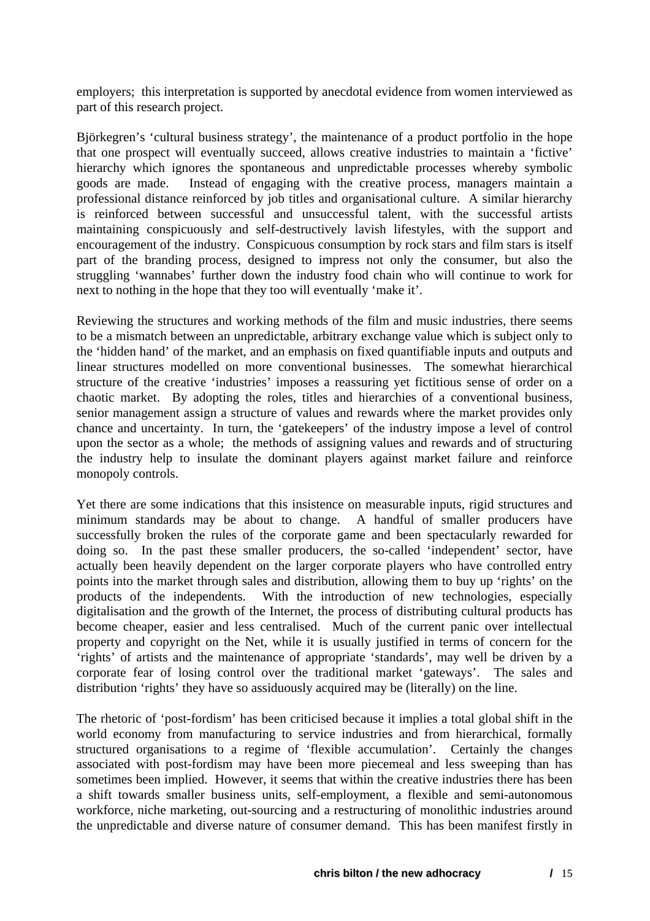employers; this interpretation is supported by anecdotal evidence from women interviewed as part of this research project.

Björkegren's 'cultural business strategy', the maintenance of a product portfolio in the hope that one prospect will eventually succeed, allows creative industries to maintain a 'fictive' hierarchy which ignores the spontaneous and unpredictable processes whereby symbolic goods are made. Instead of engaging with the creative process, managers maintain a professional distance reinforced by job titles and organisational culture. A similar hierarchy is reinforced between successful and unsuccessful talent, with the successful artists maintaining conspicuously and self-destructively lavish lifestyles, with the support and encouragement of the industry. Conspicuous consumption by rock stars and film stars is itself part of the branding process, designed to impress not only the consumer, but also the struggling 'wannabes' further down the industry food chain who will continue to work for next to nothing in the hope that they too will eventually 'make it'.

Reviewing the structures and working methods of the film and music industries, there seems to be a mismatch between an unpredictable, arbitrary exchange value which is subject only to the 'hidden hand' of the market, and an emphasis on fixed quantifiable inputs and outputs and linear structures modelled on more conventional businesses. The somewhat hierarchical structure of the creative 'industries' imposes a reassuring yet fictitious sense of order on a chaotic market. By adopting the roles, titles and hierarchies of a conventional business, senior management assign a structure of values and rewards where the market provides only chance and uncertainty. In turn, the 'gatekeepers' of the industry impose a level of control upon the sector as a whole; the methods of assigning values and rewards and of structuring the industry help to insulate the dominant players against market failure and reinforce monopoly controls.

Yet there are some indications that this insistence on measurable inputs, rigid structures and minimum standards may be about to change. A handful of smaller producers have successfully broken the rules of the corporate game and been spectacularly rewarded for doing so. In the past these smaller producers, the so-called 'independent' sector, have actually been heavily dependent on the larger corporate players who have controlled entry points into the market through sales and distribution, allowing them to buy up 'rights' on the products of the independents. With the introduction of new technologies, especially digitalisation and the growth of the Internet, the process of distributing cultural products has become cheaper, easier and less centralised. Much of the current panic over intellectual property and copyright on the Net, while it is usually justified in terms of concern for the 'rights' of artists and the maintenance of appropriate 'standards', may well be driven by a corporate fear of losing control over the traditional market 'gateways'. The sales and distribution 'rights' they have so assiduously acquired may be (literally) on the line.

The rhetoric of 'post-fordism' has been criticised because it implies a total global shift in the world economy from manufacturing to service industries and from hierarchical, formally structured organisations to a regime of 'flexible accumulation'. Certainly the changes associated with post-fordism may have been more piecemeal and less sweeping than has sometimes been implied. However, it seems that within the creative industries there has been a shift towards smaller business units, self-employment, a flexible and semi-autonomous workforce, niche marketing, out-sourcing and a restructuring of monolithic industries around the unpredictable and diverse nature of consumer demand. This has been manifest firstly in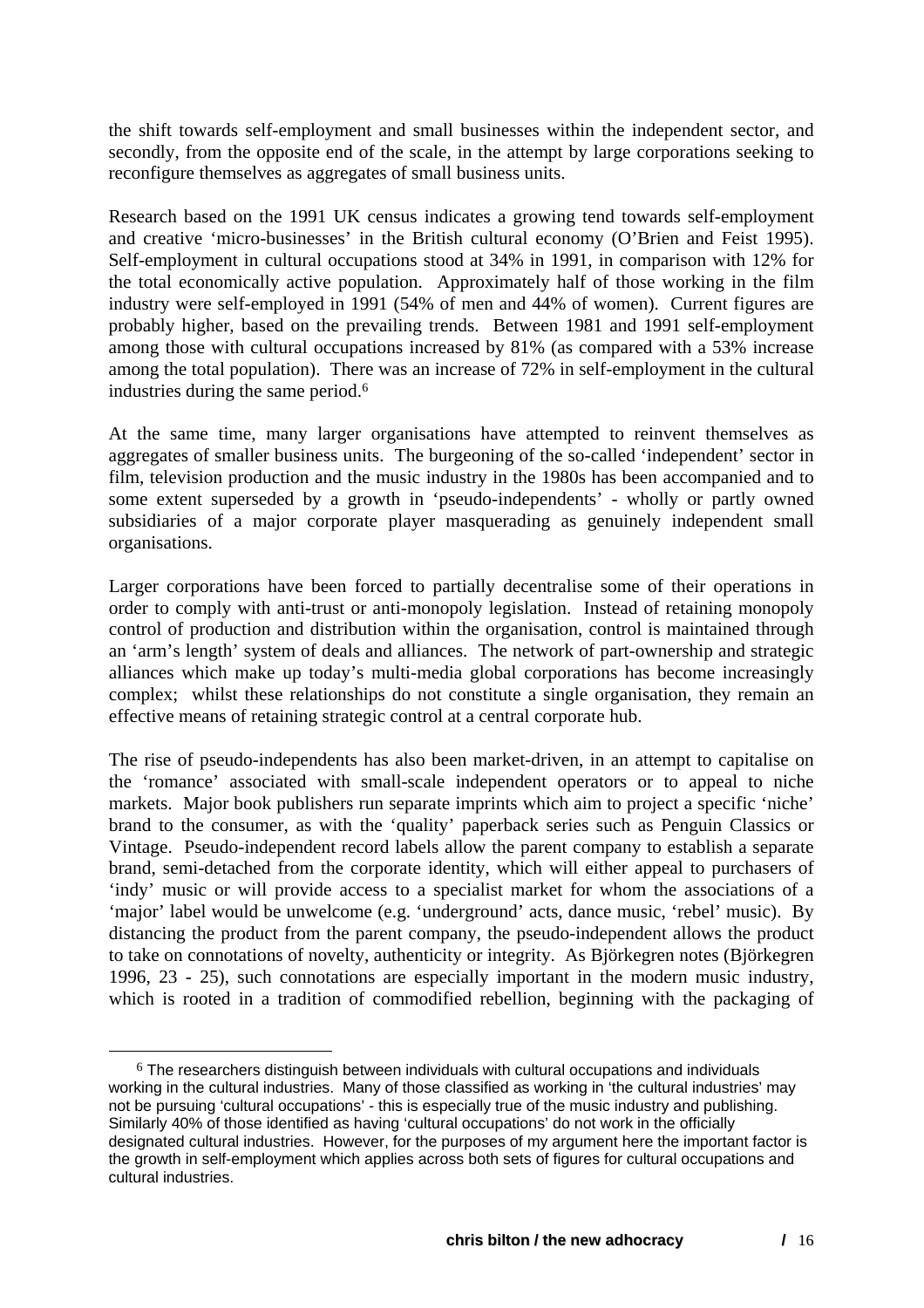the shift towards self-employment and small businesses within the independent sector, and secondly, from the opposite end of the scale, in the attempt by large corporations seeking to reconfigure themselves as aggregates of small business units.

Research based on the 1991 UK census indicates a growing tend towards self-employment and creative 'micro-businesses' in the British cultural economy (O'Brien and Feist 1995). Self-employment in cultural occupations stood at 34% in 1991, in comparison with 12% for the total economically active population. Approximately half of those working in the film industry were self-employed in 1991 (54% of men and 44% of women). Current figures are probably higher, based on the prevailing trends. Between 1981 and 1991 self-employment among those with cultural occupations increased by 81% (as compared with a 53% increase among the total population). There was an increase of 72% in self-employment in the cultural industries during the same period.[6]

At the same time, many larger organisations have attempted to reinvent themselves as aggregates of smaller business units. The burgeoning of the so-called 'independent' sector in film, television production and the music industry in the 1980s has been accompanied and to some extent superseded by a growth in 'pseudo-independents' - wholly or partly owned subsidiaries of a major corporate player masquerading as genuinely independent small organisations.

Larger corporations have been forced to partially decentralise some of their operations in order to comply with anti-trust or anti-monopoly legislation. Instead of retaining monopoly control of production and distribution within the organisation, control is maintained through an 'arm's length' system of deals and alliances. The network of part-ownership and strategic alliances which make up today's multi-media global corporations has become increasingly complex; whilst these relationships do not constitute a single organisation, they remain an effective means of retaining strategic control at a central corporate hub.

The rise of pseudo-independents has also been market-driven, in an attempt to capitalise on the 'romance' associated with small-scale independent operators or to appeal to niche markets. Major book publishers run separate imprints which aim to project a specific 'niche' brand to the consumer, as with the 'quality' paperback series such as Penguin Classics or Vintage. Pseudo-independent record labels allow the parent company to establish a separate brand, semi-detached from the corporate identity, which will either appeal to purchasers of 'indy' music or will provide access to a specialist market for whom the associations of a 'major' label would be unwelcome (e.g. 'underground' acts, dance music, 'rebel' music). By distancing the product from the parent company, the pseudo-independent allows the product to take on connotations of novelty, authenticity or integrity. As Björkegren notes (Björkegren 1996, 23 - 25), such connotations are especially important in the modern music industry, which is rooted in a tradition of commodified rebellion, beginning with the packaging of

[6] The researchers distinguish between individuals with cultural occupations and individuals working in the cultural industries. Many of those classified as working in 'the cultural industries' may not be pursuing 'cultural occupations' - this is especially true of the music industry and publishing. Similarly 40% of those identified as having 'cultural occupations' do not work in the officially designated cultural industries. However, for the purposes of my argument here the important factor is the growth in self-employment which applies across both sets of figures for cultural occupations and cultural industries.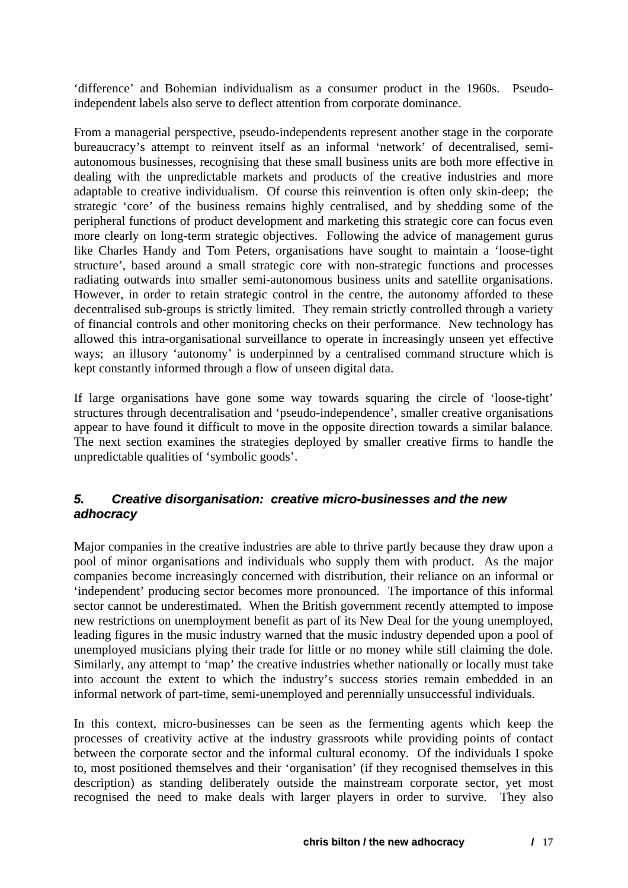'difference' and Bohemian individualism as a consumer product in the 1960s. Pseudo-independent labels also serve to deflect attention from corporate dominance.

From a managerial perspective, pseudo-independents represent another stage in the corporate bureaucracy's attempt to reinvent itself as an informal 'network' of decentralised, semi-autonomous businesses, recognising that these small business units are both more effective in dealing with the unpredictable markets and products of the creative industries and more adaptable to creative individualism. Of course this reinvention is often only skin-deep; the strategic 'core' of the business remains highly centralised, and by shedding some of the peripheral functions of product development and marketing this strategic core can focus even more clearly on long-term strategic objectives. Following the advice of management gurus like Charles Handy and Tom Peters, organisations have sought to maintain a 'loose-tight structure', based around a small strategic core with non-strategic functions and processes radiating outwards into smaller semi-autonomous business units and satellite organisations. However, in order to retain strategic control in the centre, the autonomy afforded to these decentralised sub-groups is strictly limited. They remain strictly controlled through a variety of financial controls and other monitoring checks on their performance. New technology has allowed this intra-organisational surveillance to operate in increasingly unseen yet effective ways; an illusory 'autonomy' is underpinned by a centralised command structure which is kept constantly informed through a flow of unseen digital data.

If large organisations have gone some way towards squaring the circle of 'loose-tight' structures through decentralisation and 'pseudo-independence', smaller creative organisations appear to have found it difficult to move in the opposite direction towards a similar balance. The next section examines the strategies deployed by smaller creative firms to handle the unpredictable qualities of 'symbolic goods'.

## *5. Creative disorganisation: creative micro-businesses and the new adhocracy*

Major companies in the creative industries are able to thrive partly because they draw upon a pool of minor organisations and individuals who supply them with product. As the major companies become increasingly concerned with distribution, their reliance on an informal or 'independent' producing sector becomes more pronounced. The importance of this informal sector cannot be underestimated. When the British government recently attempted to impose new restrictions on unemployment benefit as part of its New Deal for the young unemployed, leading figures in the music industry warned that the music industry depended upon a pool of unemployed musicians plying their trade for little or no money while still claiming the dole. Similarly, any attempt to 'map' the creative industries whether nationally or locally must take into account the extent to which the industry's success stories remain embedded in an informal network of part-time, semi-unemployed and perennially unsuccessful individuals.

In this context, micro-businesses can be seen as the fermenting agents which keep the processes of creativity active at the industry grassroots while providing points of contact between the corporate sector and the informal cultural economy. Of the individuals I spoke to, most positioned themselves and their 'organisation' (if they recognised themselves in this description) as standing deliberately outside the mainstream corporate sector, yet most recognised the need to make deals with larger players in order to survive. They also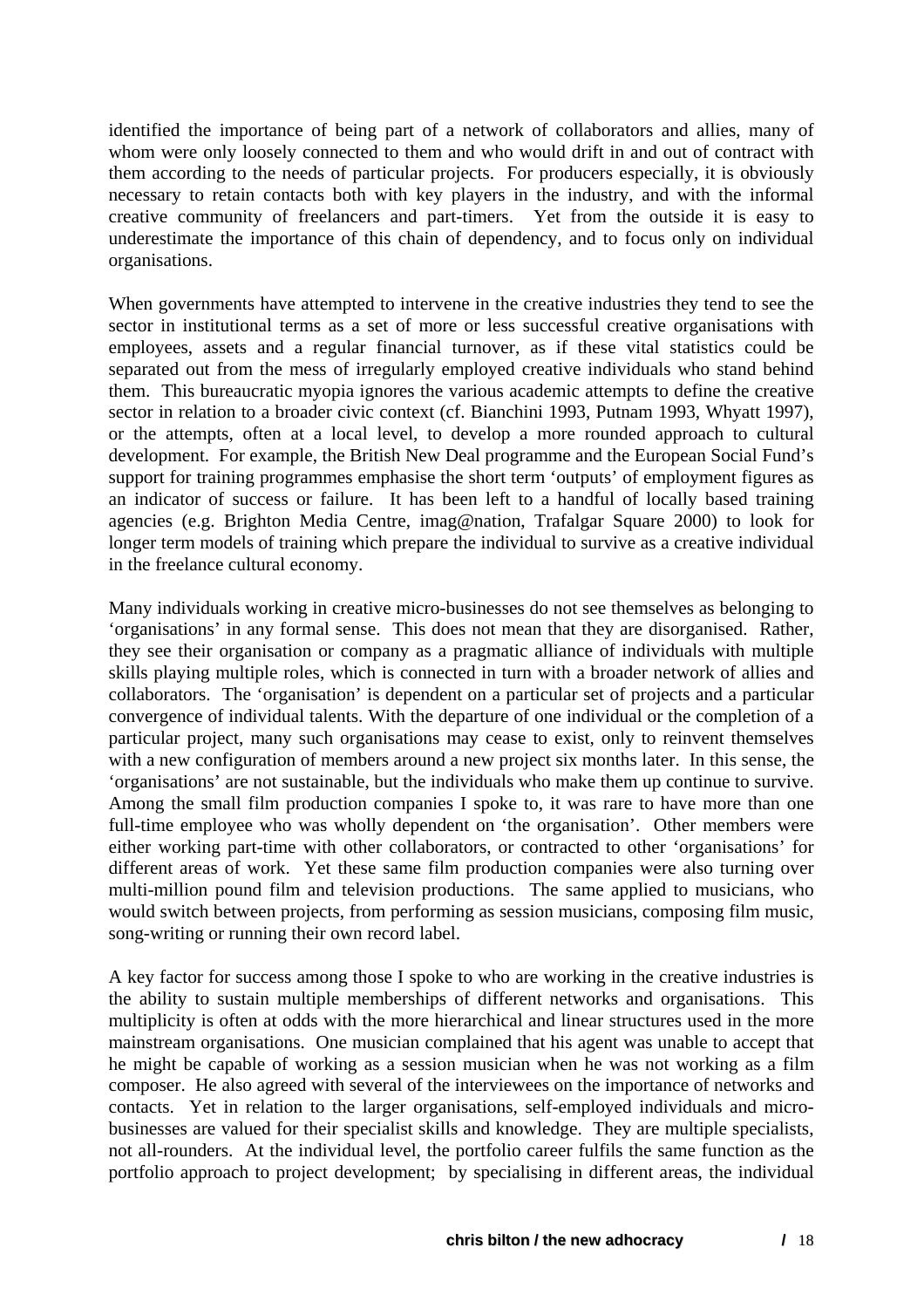identified the importance of being part of a network of collaborators and allies, many of whom were only loosely connected to them and who would drift in and out of contract with them according to the needs of particular projects. For producers especially, it is obviously necessary to retain contacts both with key players in the industry, and with the informal creative community of freelancers and part-timers. Yet from the outside it is easy to underestimate the importance of this chain of dependency, and to focus only on individual organisations.

When governments have attempted to intervene in the creative industries they tend to see the sector in institutional terms as a set of more or less successful creative organisations with employees, assets and a regular financial turnover, as if these vital statistics could be separated out from the mess of irregularly employed creative individuals who stand behind them. This bureaucratic myopia ignores the various academic attempts to define the creative sector in relation to a broader civic context (cf. Bianchini 1993, Putnam 1993, Whyatt 1997), or the attempts, often at a local level, to develop a more rounded approach to cultural development. For example, the British New Deal programme and the European Social Fund's support for training programmes emphasise the short term 'outputs' of employment figures as an indicator of success or failure. It has been left to a handful of locally based training agencies (e.g. Brighton Media Centre, imag@nation, Trafalgar Square 2000) to look for longer term models of training which prepare the individual to survive as a creative individual in the freelance cultural economy.

Many individuals working in creative micro-businesses do not see themselves as belonging to 'organisations' in any formal sense. This does not mean that they are disorganised. Rather, they see their organisation or company as a pragmatic alliance of individuals with multiple skills playing multiple roles, which is connected in turn with a broader network of allies and collaborators. The 'organisation' is dependent on a particular set of projects and a particular convergence of individual talents. With the departure of one individual or the completion of a particular project, many such organisations may cease to exist, only to reinvent themselves with a new configuration of members around a new project six months later. In this sense, the 'organisations' are not sustainable, but the individuals who make them up continue to survive. Among the small film production companies I spoke to, it was rare to have more than one full-time employee who was wholly dependent on 'the organisation'. Other members were either working part-time with other collaborators, or contracted to other 'organisations' for different areas of work. Yet these same film production companies were also turning over multi-million pound film and television productions. The same applied to musicians, who would switch between projects, from performing as session musicians, composing film music, song-writing or running their own record label.

A key factor for success among those I spoke to who are working in the creative industries is the ability to sustain multiple memberships of different networks and organisations. This multiplicity is often at odds with the more hierarchical and linear structures used in the more mainstream organisations. One musician complained that his agent was unable to accept that he might be capable of working as a session musician when he was not working as a film composer. He also agreed with several of the interviewees on the importance of networks and contacts. Yet in relation to the larger organisations, self-employed individuals and micro-businesses are valued for their specialist skills and knowledge. They are multiple specialists, not all-rounders. At the individual level, the portfolio career fulfils the same function as the portfolio approach to project development; by specialising in different areas, the individual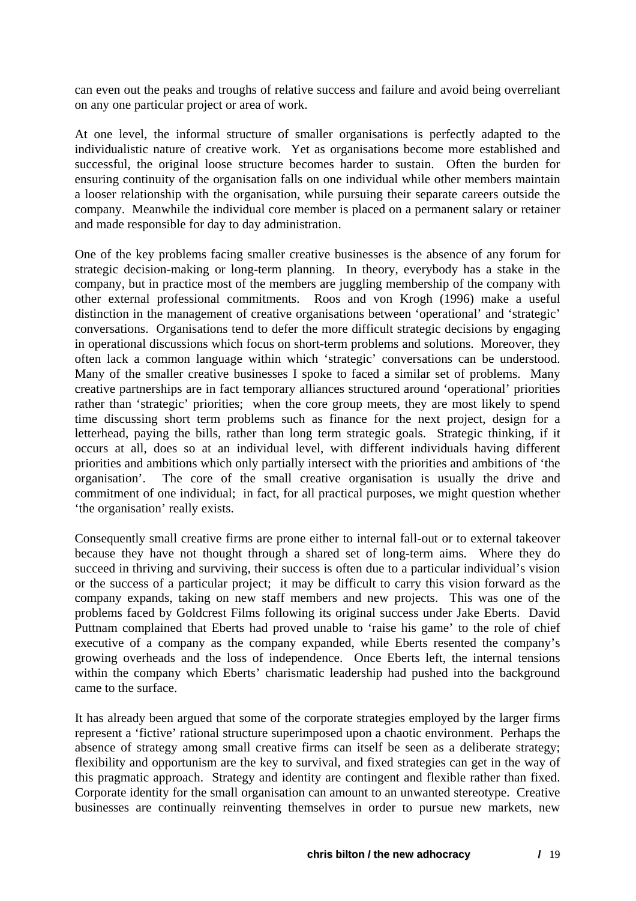can even out the peaks and troughs of relative success and failure and avoid being overreliant on any one particular project or area of work.

At one level, the informal structure of smaller organisations is perfectly adapted to the individualistic nature of creative work. Yet as organisations become more established and successful, the original loose structure becomes harder to sustain. Often the burden for ensuring continuity of the organisation falls on one individual while other members maintain a looser relationship with the organisation, while pursuing their separate careers outside the company. Meanwhile the individual core member is placed on a permanent salary or retainer and made responsible for day to day administration.

One of the key problems facing smaller creative businesses is the absence of any forum for strategic decision-making or long-term planning. In theory, everybody has a stake in the company, but in practice most of the members are juggling membership of the company with other external professional commitments. Roos and von Krogh (1996) make a useful distinction in the management of creative organisations between 'operational' and 'strategic' conversations. Organisations tend to defer the more difficult strategic decisions by engaging in operational discussions which focus on short-term problems and solutions. Moreover, they often lack a common language within which 'strategic' conversations can be understood. Many of the smaller creative businesses I spoke to faced a similar set of problems. Many creative partnerships are in fact temporary alliances structured around 'operational' priorities rather than 'strategic' priorities; when the core group meets, they are most likely to spend time discussing short term problems such as finance for the next project, design for a letterhead, paying the bills, rather than long term strategic goals. Strategic thinking, if it occurs at all, does so at an individual level, with different individuals having different priorities and ambitions which only partially intersect with the priorities and ambitions of 'the organisation'. The core of the small creative organisation is usually the drive and commitment of one individual; in fact, for all practical purposes, we might question whether 'the organisation' really exists.

Consequently small creative firms are prone either to internal fall-out or to external takeover because they have not thought through a shared set of long-term aims. Where they do succeed in thriving and surviving, their success is often due to a particular individual's vision or the success of a particular project; it may be difficult to carry this vision forward as the company expands, taking on new staff members and new projects. This was one of the problems faced by Goldcrest Films following its original success under Jake Eberts. David Puttnam complained that Eberts had proved unable to 'raise his game' to the role of chief executive of a company as the company expanded, while Eberts resented the company's growing overheads and the loss of independence. Once Eberts left, the internal tensions within the company which Eberts' charismatic leadership had pushed into the background came to the surface.

It has already been argued that some of the corporate strategies employed by the larger firms represent a 'fictive' rational structure superimposed upon a chaotic environment. Perhaps the absence of strategy among small creative firms can itself be seen as a deliberate strategy; flexibility and opportunism are the key to survival, and fixed strategies can get in the way of this pragmatic approach. Strategy and identity are contingent and flexible rather than fixed. Corporate identity for the small organisation can amount to an unwanted stereotype. Creative businesses are continually reinventing themselves in order to pursue new markets, new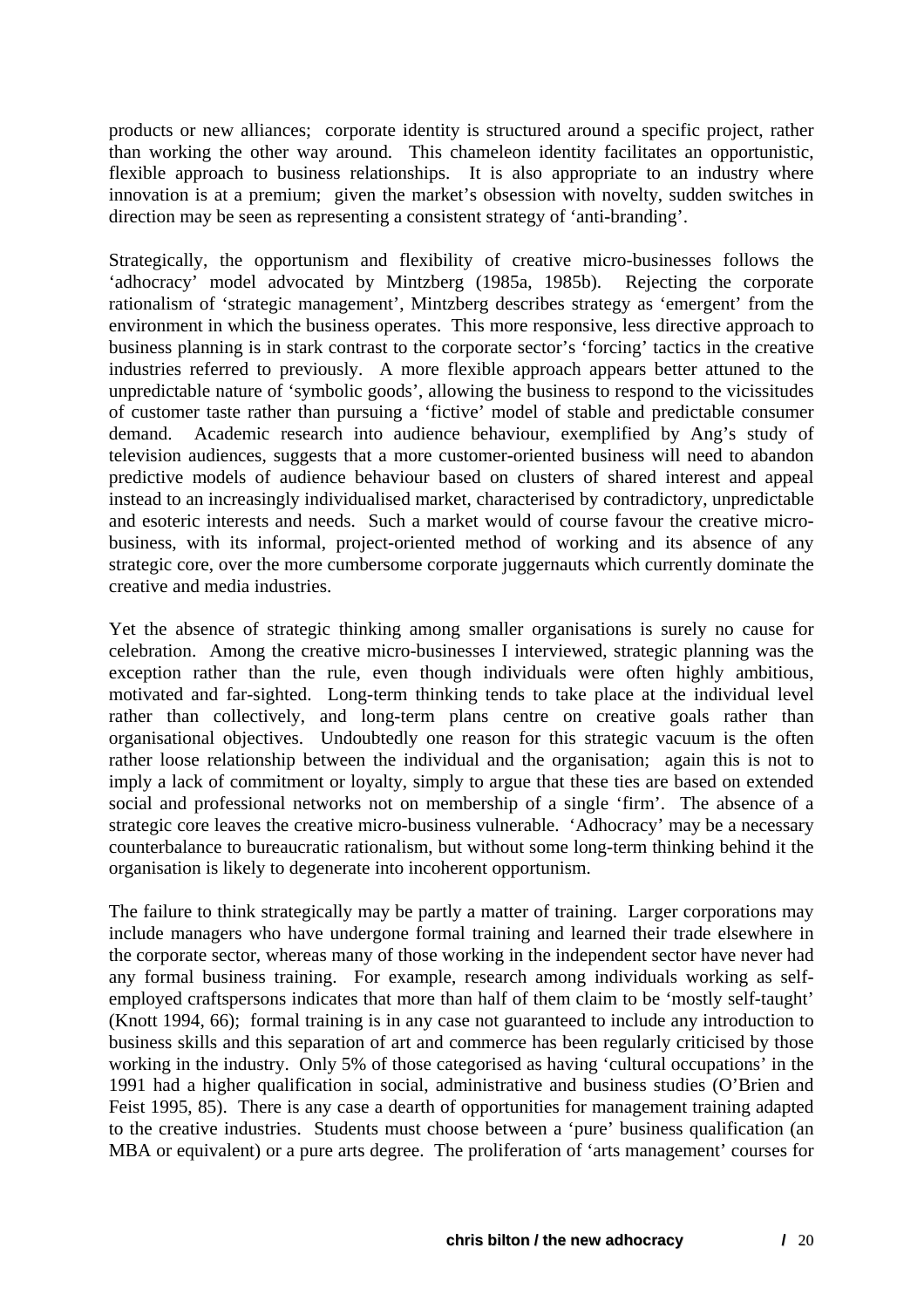products or new alliances; corporate identity is structured around a specific project, rather than working the other way around. This chameleon identity facilitates an opportunistic, flexible approach to business relationships. It is also appropriate to an industry where innovation is at a premium; given the market's obsession with novelty, sudden switches in direction may be seen as representing a consistent strategy of 'anti-branding'.

Strategically, the opportunism and flexibility of creative micro-businesses follows the 'adhocracy' model advocated by Mintzberg (1985a, 1985b). Rejecting the corporate rationalism of 'strategic management', Mintzberg describes strategy as 'emergent' from the environment in which the business operates. This more responsive, less directive approach to business planning is in stark contrast to the corporate sector's 'forcing' tactics in the creative industries referred to previously. A more flexible approach appears better attuned to the unpredictable nature of 'symbolic goods', allowing the business to respond to the vicissitudes of customer taste rather than pursuing a 'fictive' model of stable and predictable consumer demand. Academic research into audience behaviour, exemplified by Ang's study of television audiences, suggests that a more customer-oriented business will need to abandon predictive models of audience behaviour based on clusters of shared interest and appeal instead to an increasingly individualised market, characterised by contradictory, unpredictable and esoteric interests and needs. Such a market would of course favour the creative micro-business, with its informal, project-oriented method of working and its absence of any strategic core, over the more cumbersome corporate juggernauts which currently dominate the creative and media industries.

Yet the absence of strategic thinking among smaller organisations is surely no cause for celebration. Among the creative micro-businesses I interviewed, strategic planning was the exception rather than the rule, even though individuals were often highly ambitious, motivated and far-sighted. Long-term thinking tends to take place at the individual level rather than collectively, and long-term plans centre on creative goals rather than organisational objectives. Undoubtedly one reason for this strategic vacuum is the often rather loose relationship between the individual and the organisation; again this is not to imply a lack of commitment or loyalty, simply to argue that these ties are based on extended social and professional networks not on membership of a single 'firm'. The absence of a strategic core leaves the creative micro-business vulnerable. 'Adhocracy' may be a necessary counterbalance to bureaucratic rationalism, but without some long-term thinking behind it the organisation is likely to degenerate into incoherent opportunism.

The failure to think strategically may be partly a matter of training. Larger corporations may include managers who have undergone formal training and learned their trade elsewhere in the corporate sector, whereas many of those working in the independent sector have never had any formal business training. For example, research among individuals working as self-employed craftspersons indicates that more than half of them claim to be 'mostly self-taught' (Knott 1994, 66); formal training is in any case not guaranteed to include any introduction to business skills and this separation of art and commerce has been regularly criticised by those working in the industry. Only 5% of those categorised as having 'cultural occupations' in the 1991 had a higher qualification in social, administrative and business studies (O'Brien and Feist 1995, 85). There is any case a dearth of opportunities for management training adapted to the creative industries. Students must choose between a 'pure' business qualification (an MBA or equivalent) or a pure arts degree. The proliferation of 'arts management' courses for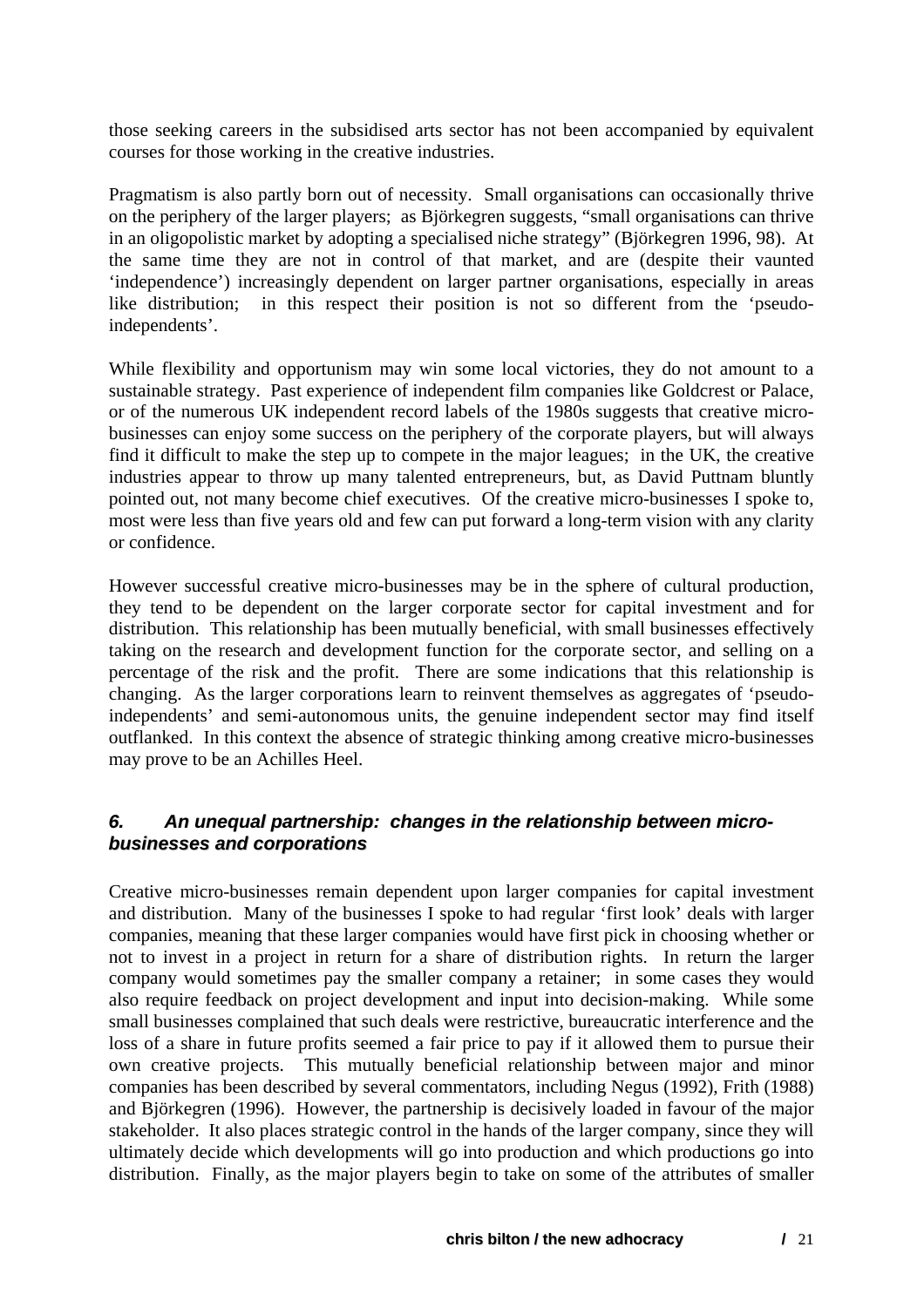those seeking careers in the subsidised arts sector has not been accompanied by equivalent courses for those working in the creative industries.

Pragmatism is also partly born out of necessity. Small organisations can occasionally thrive on the periphery of the larger players; as Björkegren suggests, "small organisations can thrive in an oligopolistic market by adopting a specialised niche strategy" (Björkegren 1996, 98). At the same time they are not in control of that market, and are (despite their vaunted 'independence') increasingly dependent on larger partner organisations, especially in areas like distribution; in this respect their position is not so different from the 'pseudo-independents'.

While flexibility and opportunism may win some local victories, they do not amount to a sustainable strategy. Past experience of independent film companies like Goldcrest or Palace, or of the numerous UK independent record labels of the 1980s suggests that creative micro-businesses can enjoy some success on the periphery of the corporate players, but will always find it difficult to make the step up to compete in the major leagues; in the UK, the creative industries appear to throw up many talented entrepreneurs, but, as David Puttnam bluntly pointed out, not many become chief executives. Of the creative micro-businesses I spoke to, most were less than five years old and few can put forward a long-term vision with any clarity or confidence.

However successful creative micro-businesses may be in the sphere of cultural production, they tend to be dependent on the larger corporate sector for capital investment and for distribution. This relationship has been mutually beneficial, with small businesses effectively taking on the research and development function for the corporate sector, and selling on a percentage of the risk and the profit. There are some indications that this relationship is changing. As the larger corporations learn to reinvent themselves as aggregates of 'pseudo-independents' and semi-autonomous units, the genuine independent sector may find itself outflanked. In this context the absence of strategic thinking among creative micro-businesses may prove to be an Achilles Heel.

## *6. An unequal partnership: changes in the relationship between micro-businesses and corporations*

Creative micro-businesses remain dependent upon larger companies for capital investment and distribution. Many of the businesses I spoke to had regular 'first look' deals with larger companies, meaning that these larger companies would have first pick in choosing whether or not to invest in a project in return for a share of distribution rights. In return the larger company would sometimes pay the smaller company a retainer; in some cases they would also require feedback on project development and input into decision-making. While some small businesses complained that such deals were restrictive, bureaucratic interference and the loss of a share in future profits seemed a fair price to pay if it allowed them to pursue their own creative projects. This mutually beneficial relationship between major and minor companies has been described by several commentators, including Negus (1992), Frith (1988) and Björkegren (1996). However, the partnership is decisively loaded in favour of the major stakeholder. It also places strategic control in the hands of the larger company, since they will ultimately decide which developments will go into production and which productions go into distribution. Finally, as the major players begin to take on some of the attributes of smaller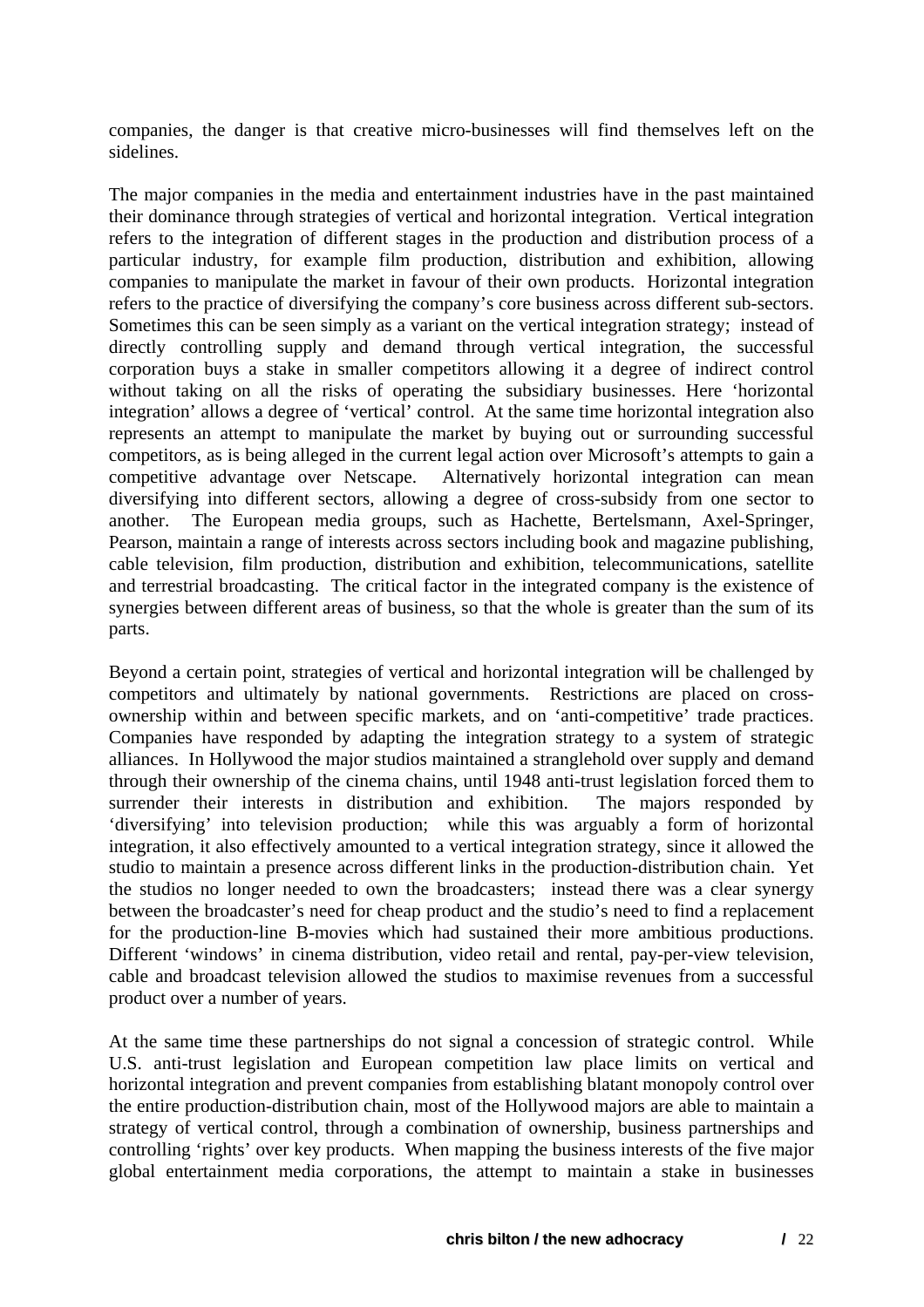companies, the danger is that creative micro-businesses will find themselves left on the sidelines.

The major companies in the media and entertainment industries have in the past maintained their dominance through strategies of vertical and horizontal integration. Vertical integration refers to the integration of different stages in the production and distribution process of a particular industry, for example film production, distribution and exhibition, allowing companies to manipulate the market in favour of their own products. Horizontal integration refers to the practice of diversifying the company's core business across different sub-sectors. Sometimes this can be seen simply as a variant on the vertical integration strategy; instead of directly controlling supply and demand through vertical integration, the successful corporation buys a stake in smaller competitors allowing it a degree of indirect control without taking on all the risks of operating the subsidiary businesses. Here 'horizontal integration' allows a degree of 'vertical' control. At the same time horizontal integration also represents an attempt to manipulate the market by buying out or surrounding successful competitors, as is being alleged in the current legal action over Microsoft's attempts to gain a competitive advantage over Netscape. Alternatively horizontal integration can mean diversifying into different sectors, allowing a degree of cross-subsidy from one sector to another. The European media groups, such as Hachette, Bertelsmann, Axel-Springer, Pearson, maintain a range of interests across sectors including book and magazine publishing, cable television, film production, distribution and exhibition, telecommunications, satellite and terrestrial broadcasting. The critical factor in the integrated company is the existence of synergies between different areas of business, so that the whole is greater than the sum of its parts.

Beyond a certain point, strategies of vertical and horizontal integration will be challenged by competitors and ultimately by national governments. Restrictions are placed on cross-ownership within and between specific markets, and on 'anti-competitive' trade practices. Companies have responded by adapting the integration strategy to a system of strategic alliances. In Hollywood the major studios maintained a stranglehold over supply and demand through their ownership of the cinema chains, until 1948 anti-trust legislation forced them to surrender their interests in distribution and exhibition. The majors responded by 'diversifying' into television production; while this was arguably a form of horizontal integration, it also effectively amounted to a vertical integration strategy, since it allowed the studio to maintain a presence across different links in the production-distribution chain. Yet the studios no longer needed to own the broadcasters; instead there was a clear synergy between the broadcaster's need for cheap product and the studio's need to find a replacement for the production-line B-movies which had sustained their more ambitious productions. Different 'windows' in cinema distribution, video retail and rental, pay-per-view television, cable and broadcast television allowed the studios to maximise revenues from a successful product over a number of years.

At the same time these partnerships do not signal a concession of strategic control. While U.S. anti-trust legislation and European competition law place limits on vertical and horizontal integration and prevent companies from establishing blatant monopoly control over the entire production-distribution chain, most of the Hollywood majors are able to maintain a strategy of vertical control, through a combination of ownership, business partnerships and controlling 'rights' over key products. When mapping the business interests of the five major global entertainment media corporations, the attempt to maintain a stake in businesses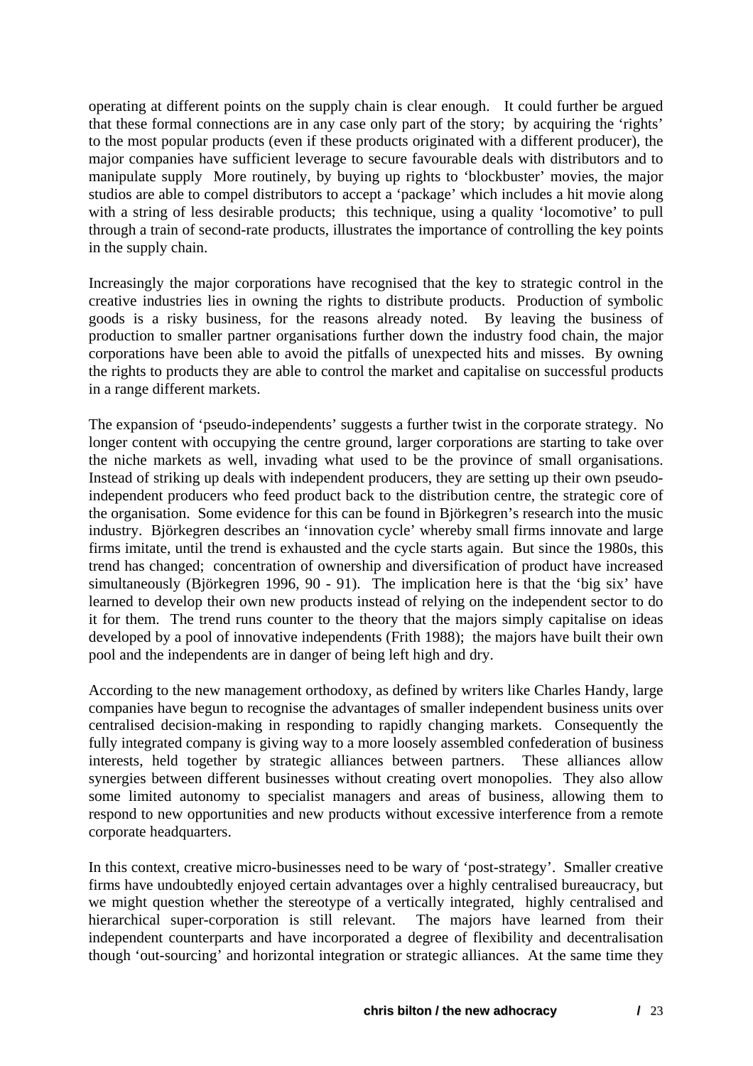operating at different points on the supply chain is clear enough. It could further be argued that these formal connections are in any case only part of the story; by acquiring the 'rights' to the most popular products (even if these products originated with a different producer), the major companies have sufficient leverage to secure favourable deals with distributors and to manipulate supply More routinely, by buying up rights to 'blockbuster' movies, the major studios are able to compel distributors to accept a 'package' which includes a hit movie along with a string of less desirable products; this technique, using a quality 'locomotive' to pull through a train of second-rate products, illustrates the importance of controlling the key points in the supply chain.

Increasingly the major corporations have recognised that the key to strategic control in the creative industries lies in owning the rights to distribute products. Production of symbolic goods is a risky business, for the reasons already noted. By leaving the business of production to smaller partner organisations further down the industry food chain, the major corporations have been able to avoid the pitfalls of unexpected hits and misses. By owning the rights to products they are able to control the market and capitalise on successful products in a range different markets.

The expansion of 'pseudo-independents' suggests a further twist in the corporate strategy. No longer content with occupying the centre ground, larger corporations are starting to take over the niche markets as well, invading what used to be the province of small organisations. Instead of striking up deals with independent producers, they are setting up their own pseudo-independent producers who feed product back to the distribution centre, the strategic core of the organisation. Some evidence for this can be found in Björkegren's research into the music industry. Björkegren describes an 'innovation cycle' whereby small firms innovate and large firms imitate, until the trend is exhausted and the cycle starts again. But since the 1980s, this trend has changed; concentration of ownership and diversification of product have increased simultaneously (Björkegren 1996, 90 - 91). The implication here is that the 'big six' have learned to develop their own new products instead of relying on the independent sector to do it for them. The trend runs counter to the theory that the majors simply capitalise on ideas developed by a pool of innovative independents (Frith 1988); the majors have built their own pool and the independents are in danger of being left high and dry.

According to the new management orthodoxy, as defined by writers like Charles Handy, large companies have begun to recognise the advantages of smaller independent business units over centralised decision-making in responding to rapidly changing markets. Consequently the fully integrated company is giving way to a more loosely assembled confederation of business interests, held together by strategic alliances between partners. These alliances allow synergies between different businesses without creating overt monopolies. They also allow some limited autonomy to specialist managers and areas of business, allowing them to respond to new opportunities and new products without excessive interference from a remote corporate headquarters.

In this context, creative micro-businesses need to be wary of 'post-strategy'. Smaller creative firms have undoubtedly enjoyed certain advantages over a highly centralised bureaucracy, but we might question whether the stereotype of a vertically integrated, highly centralised and hierarchical super-corporation is still relevant. The majors have learned from their independent counterparts and have incorporated a degree of flexibility and decentralisation though 'out-sourcing' and horizontal integration or strategic alliances. At the same time they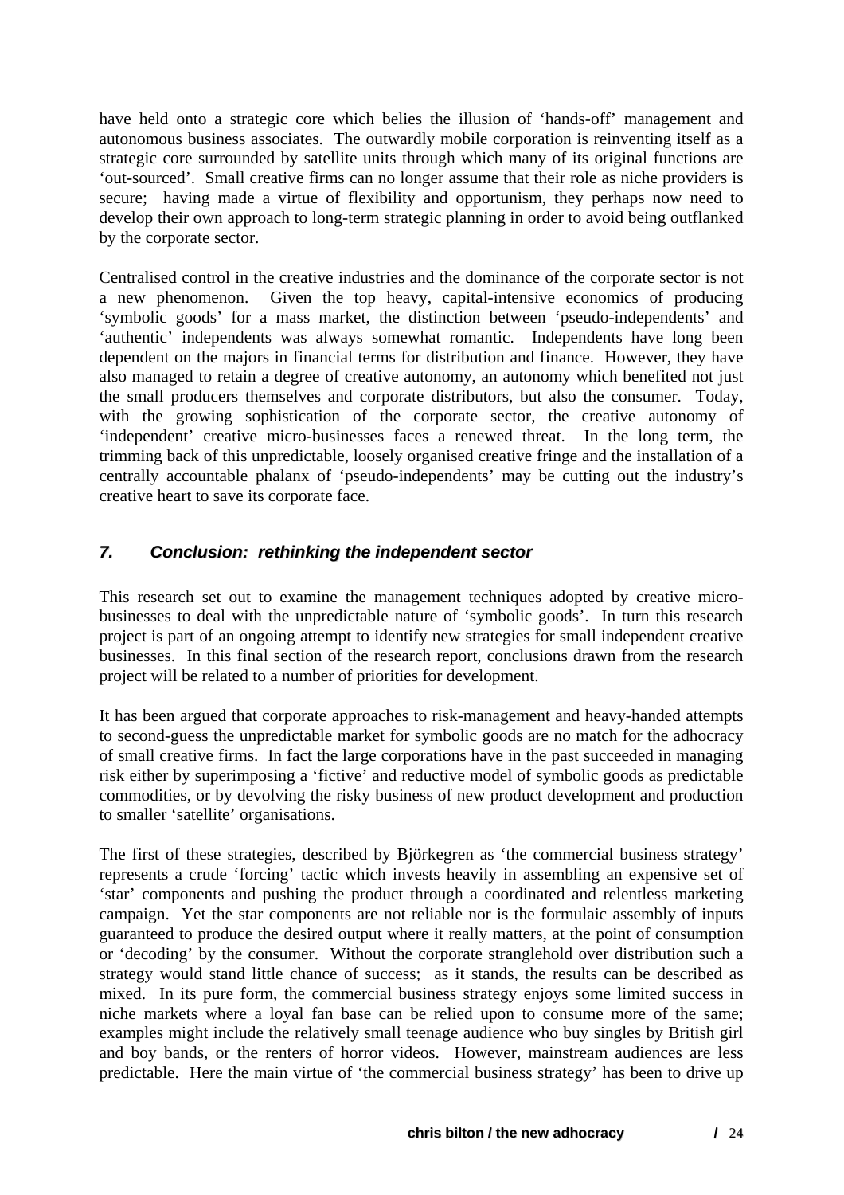have held onto a strategic core which belies the illusion of 'hands-off' management and autonomous business associates. The outwardly mobile corporation is reinventing itself as a strategic core surrounded by satellite units through which many of its original functions are 'out-sourced'. Small creative firms can no longer assume that their role as niche providers is secure; having made a virtue of flexibility and opportunism, they perhaps now need to develop their own approach to long-term strategic planning in order to avoid being outflanked by the corporate sector.

Centralised control in the creative industries and the dominance of the corporate sector is not a new phenomenon. Given the top heavy, capital-intensive economics of producing 'symbolic goods' for a mass market, the distinction between 'pseudo-independents' and 'authentic' independents was always somewhat romantic. Independents have long been dependent on the majors in financial terms for distribution and finance. However, they have also managed to retain a degree of creative autonomy, an autonomy which benefited not just the small producers themselves and corporate distributors, but also the consumer. Today, with the growing sophistication of the corporate sector, the creative autonomy of 'independent' creative micro-businesses faces a renewed threat. In the long term, the trimming back of this unpredictable, loosely organised creative fringe and the installation of a centrally accountable phalanx of 'pseudo-independents' may be cutting out the industry's creative heart to save its corporate face.

## *7. Conclusion: rethinking the independent sector*

This research set out to examine the management techniques adopted by creative micro-businesses to deal with the unpredictable nature of 'symbolic goods'. In turn this research project is part of an ongoing attempt to identify new strategies for small independent creative businesses. In this final section of the research report, conclusions drawn from the research project will be related to a number of priorities for development.

It has been argued that corporate approaches to risk-management and heavy-handed attempts to second-guess the unpredictable market for symbolic goods are no match for the adhocracy of small creative firms. In fact the large corporations have in the past succeeded in managing risk either by superimposing a 'fictive' and reductive model of symbolic goods as predictable commodities, or by devolving the risky business of new product development and production to smaller 'satellite' organisations.

The first of these strategies, described by Björkegren as 'the commercial business strategy' represents a crude 'forcing' tactic which invests heavily in assembling an expensive set of 'star' components and pushing the product through a coordinated and relentless marketing campaign. Yet the star components are not reliable nor is the formulaic assembly of inputs guaranteed to produce the desired output where it really matters, at the point of consumption or 'decoding' by the consumer. Without the corporate stranglehold over distribution such a strategy would stand little chance of success; as it stands, the results can be described as mixed. In its pure form, the commercial business strategy enjoys some limited success in niche markets where a loyal fan base can be relied upon to consume more of the same; examples might include the relatively small teenage audience who buy singles by British girl and boy bands, or the renters of horror videos. However, mainstream audiences are less predictable. Here the main virtue of 'the commercial business strategy' has been to drive up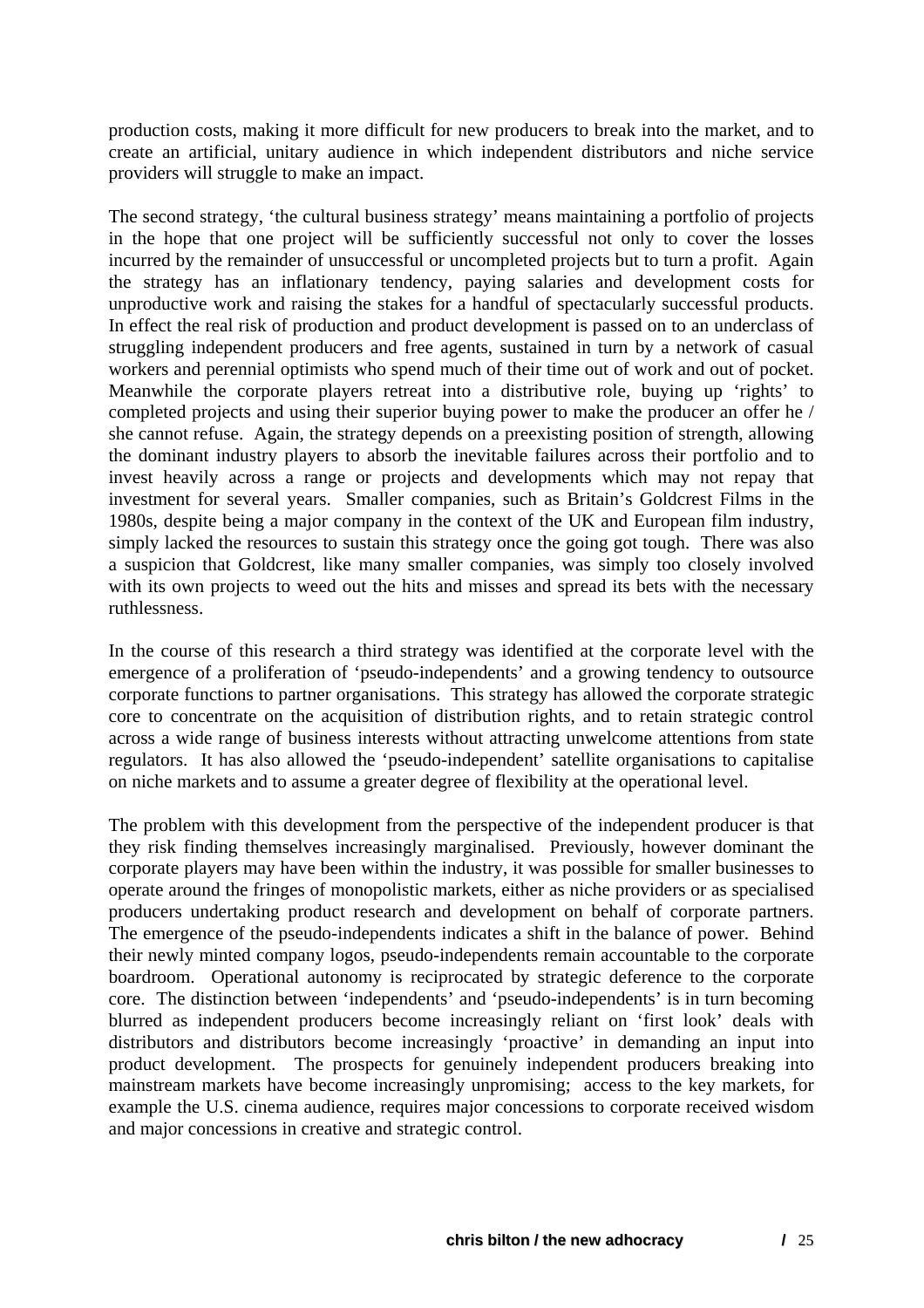production costs, making it more difficult for new producers to break into the market, and to create an artificial, unitary audience in which independent distributors and niche service providers will struggle to make an impact.

The second strategy, 'the cultural business strategy' means maintaining a portfolio of projects in the hope that one project will be sufficiently successful not only to cover the losses incurred by the remainder of unsuccessful or uncompleted projects but to turn a profit. Again the strategy has an inflationary tendency, paying salaries and development costs for unproductive work and raising the stakes for a handful of spectacularly successful products. In effect the real risk of production and product development is passed on to an underclass of struggling independent producers and free agents, sustained in turn by a network of casual workers and perennial optimists who spend much of their time out of work and out of pocket. Meanwhile the corporate players retreat into a distributive role, buying up 'rights' to completed projects and using their superior buying power to make the producer an offer he / she cannot refuse. Again, the strategy depends on a preexisting position of strength, allowing the dominant industry players to absorb the inevitable failures across their portfolio and to invest heavily across a range or projects and developments which may not repay that investment for several years. Smaller companies, such as Britain's Goldcrest Films in the 1980s, despite being a major company in the context of the UK and European film industry, simply lacked the resources to sustain this strategy once the going got tough. There was also a suspicion that Goldcrest, like many smaller companies, was simply too closely involved with its own projects to weed out the hits and misses and spread its bets with the necessary ruthlessness.

In the course of this research a third strategy was identified at the corporate level with the emergence of a proliferation of 'pseudo-independents' and a growing tendency to outsource corporate functions to partner organisations. This strategy has allowed the corporate strategic core to concentrate on the acquisition of distribution rights, and to retain strategic control across a wide range of business interests without attracting unwelcome attentions from state regulators. It has also allowed the 'pseudo-independent' satellite organisations to capitalise on niche markets and to assume a greater degree of flexibility at the operational level.

The problem with this development from the perspective of the independent producer is that they risk finding themselves increasingly marginalised. Previously, however dominant the corporate players may have been within the industry, it was possible for smaller businesses to operate around the fringes of monopolistic markets, either as niche providers or as specialised producers undertaking product research and development on behalf of corporate partners. The emergence of the pseudo-independents indicates a shift in the balance of power. Behind their newly minted company logos, pseudo-independents remain accountable to the corporate boardroom. Operational autonomy is reciprocated by strategic deference to the corporate core. The distinction between 'independents' and 'pseudo-independents' is in turn becoming blurred as independent producers become increasingly reliant on 'first look' deals with distributors and distributors become increasingly 'proactive' in demanding an input into product development. The prospects for genuinely independent producers breaking into mainstream markets have become increasingly unpromising; access to the key markets, for example the U.S. cinema audience, requires major concessions to corporate received wisdom and major concessions in creative and strategic control.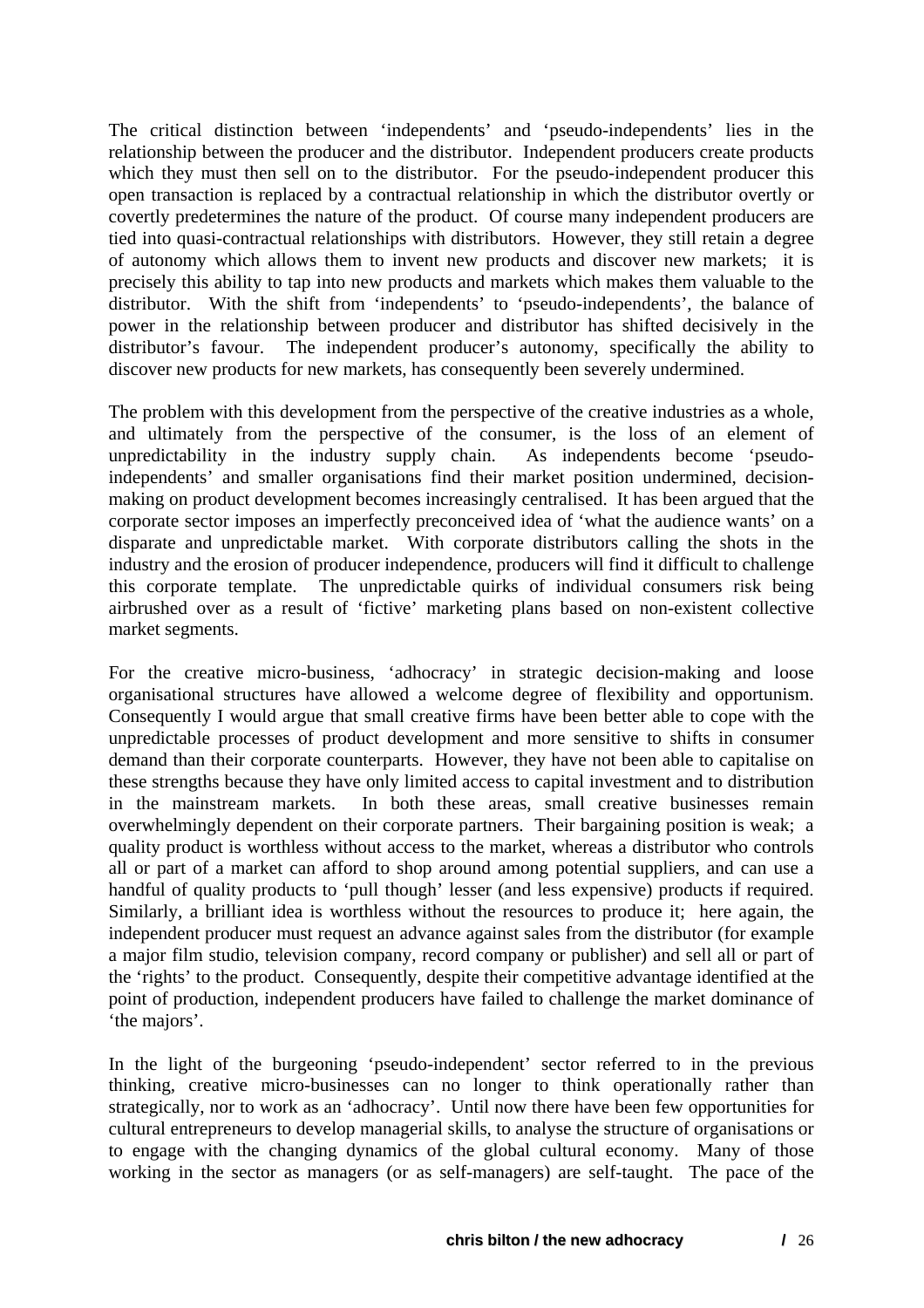The critical distinction between 'independents' and 'pseudo-independents' lies in the relationship between the producer and the distributor. Independent producers create products which they must then sell on to the distributor. For the pseudo-independent producer this open transaction is replaced by a contractual relationship in which the distributor overtly or covertly predetermines the nature of the product. Of course many independent producers are tied into quasi-contractual relationships with distributors. However, they still retain a degree of autonomy which allows them to invent new products and discover new markets; it is precisely this ability to tap into new products and markets which makes them valuable to the distributor. With the shift from 'independents' to 'pseudo-independents', the balance of power in the relationship between producer and distributor has shifted decisively in the distributor's favour. The independent producer's autonomy, specifically the ability to discover new products for new markets, has consequently been severely undermined.

The problem with this development from the perspective of the creative industries as a whole, and ultimately from the perspective of the consumer, is the loss of an element of unpredictability in the industry supply chain. As independents become 'pseudo-independents' and smaller organisations find their market position undermined, decision-making on product development becomes increasingly centralised. It has been argued that the corporate sector imposes an imperfectly preconceived idea of 'what the audience wants' on a disparate and unpredictable market. With corporate distributors calling the shots in the industry and the erosion of producer independence, producers will find it difficult to challenge this corporate template. The unpredictable quirks of individual consumers risk being airbrushed over as a result of 'fictive' marketing plans based on non-existent collective market segments.

For the creative micro-business, 'adhocracy' in strategic decision-making and loose organisational structures have allowed a welcome degree of flexibility and opportunism. Consequently I would argue that small creative firms have been better able to cope with the unpredictable processes of product development and more sensitive to shifts in consumer demand than their corporate counterparts. However, they have not been able to capitalise on these strengths because they have only limited access to capital investment and to distribution in the mainstream markets. In both these areas, small creative businesses remain overwhelmingly dependent on their corporate partners. Their bargaining position is weak; a quality product is worthless without access to the market, whereas a distributor who controls all or part of a market can afford to shop around among potential suppliers, and can use a handful of quality products to 'pull though' lesser (and less expensive) products if required. Similarly, a brilliant idea is worthless without the resources to produce it; here again, the independent producer must request an advance against sales from the distributor (for example a major film studio, television company, record company or publisher) and sell all or part of the 'rights' to the product. Consequently, despite their competitive advantage identified at the point of production, independent producers have failed to challenge the market dominance of 'the majors'.

In the light of the burgeoning 'pseudo-independent' sector referred to in the previous thinking, creative micro-businesses can no longer to think operationally rather than strategically, nor to work as an 'adhocracy'. Until now there have been few opportunities for cultural entrepreneurs to develop managerial skills, to analyse the structure of organisations or to engage with the changing dynamics of the global cultural economy. Many of those working in the sector as managers (or as self-managers) are self-taught. The pace of the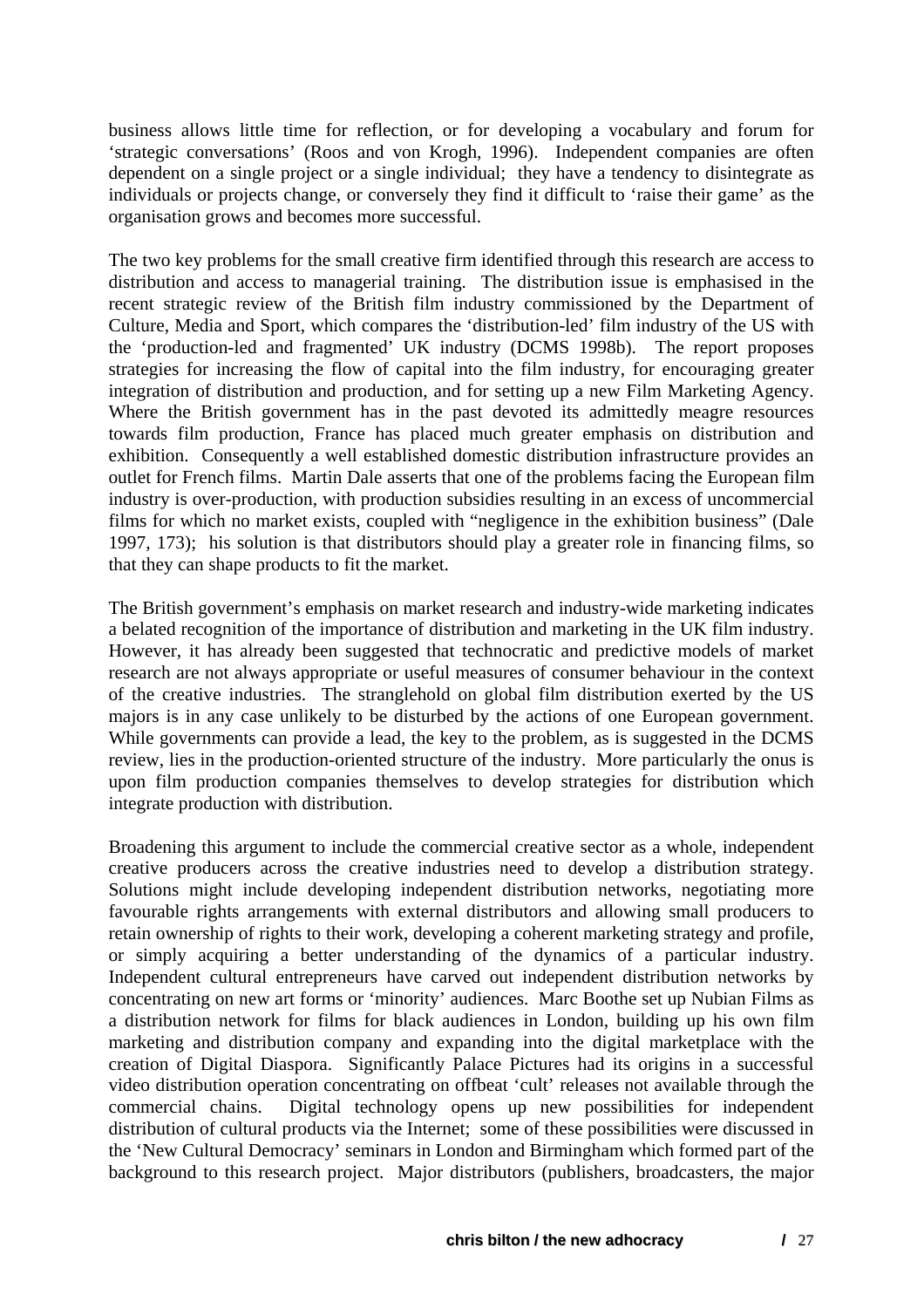business allows little time for reflection, or for developing a vocabulary and forum for 'strategic conversations' (Roos and von Krogh, 1996). Independent companies are often dependent on a single project or a single individual; they have a tendency to disintegrate as individuals or projects change, or conversely they find it difficult to 'raise their game' as the organisation grows and becomes more successful.

The two key problems for the small creative firm identified through this research are access to distribution and access to managerial training. The distribution issue is emphasised in the recent strategic review of the British film industry commissioned by the Department of Culture, Media and Sport, which compares the 'distribution-led' film industry of the US with the 'production-led and fragmented' UK industry (DCMS 1998b). The report proposes strategies for increasing the flow of capital into the film industry, for encouraging greater integration of distribution and production, and for setting up a new Film Marketing Agency. Where the British government has in the past devoted its admittedly meagre resources towards film production, France has placed much greater emphasis on distribution and exhibition. Consequently a well established domestic distribution infrastructure provides an outlet for French films. Martin Dale asserts that one of the problems facing the European film industry is over-production, with production subsidies resulting in an excess of uncommercial films for which no market exists, coupled with "negligence in the exhibition business" (Dale 1997, 173); his solution is that distributors should play a greater role in financing films, so that they can shape products to fit the market.

The British government's emphasis on market research and industry-wide marketing indicates a belated recognition of the importance of distribution and marketing in the UK film industry. However, it has already been suggested that technocratic and predictive models of market research are not always appropriate or useful measures of consumer behaviour in the context of the creative industries. The stranglehold on global film distribution exerted by the US majors is in any case unlikely to be disturbed by the actions of one European government. While governments can provide a lead, the key to the problem, as is suggested in the DCMS review, lies in the production-oriented structure of the industry. More particularly the onus is upon film production companies themselves to develop strategies for distribution which integrate production with distribution.

Broadening this argument to include the commercial creative sector as a whole, independent creative producers across the creative industries need to develop a distribution strategy. Solutions might include developing independent distribution networks, negotiating more favourable rights arrangements with external distributors and allowing small producers to retain ownership of rights to their work, developing a coherent marketing strategy and profile, or simply acquiring a better understanding of the dynamics of a particular industry. Independent cultural entrepreneurs have carved out independent distribution networks by concentrating on new art forms or 'minority' audiences. Marc Boothe set up Nubian Films as a distribution network for films for black audiences in London, building up his own film marketing and distribution company and expanding into the digital marketplace with the creation of Digital Diaspora. Significantly Palace Pictures had its origins in a successful video distribution operation concentrating on offbeat 'cult' releases not available through the commercial chains. Digital technology opens up new possibilities for independent distribution of cultural products via the Internet; some of these possibilities were discussed in the 'New Cultural Democracy' seminars in London and Birmingham which formed part of the background to this research project. Major distributors (publishers, broadcasters, the major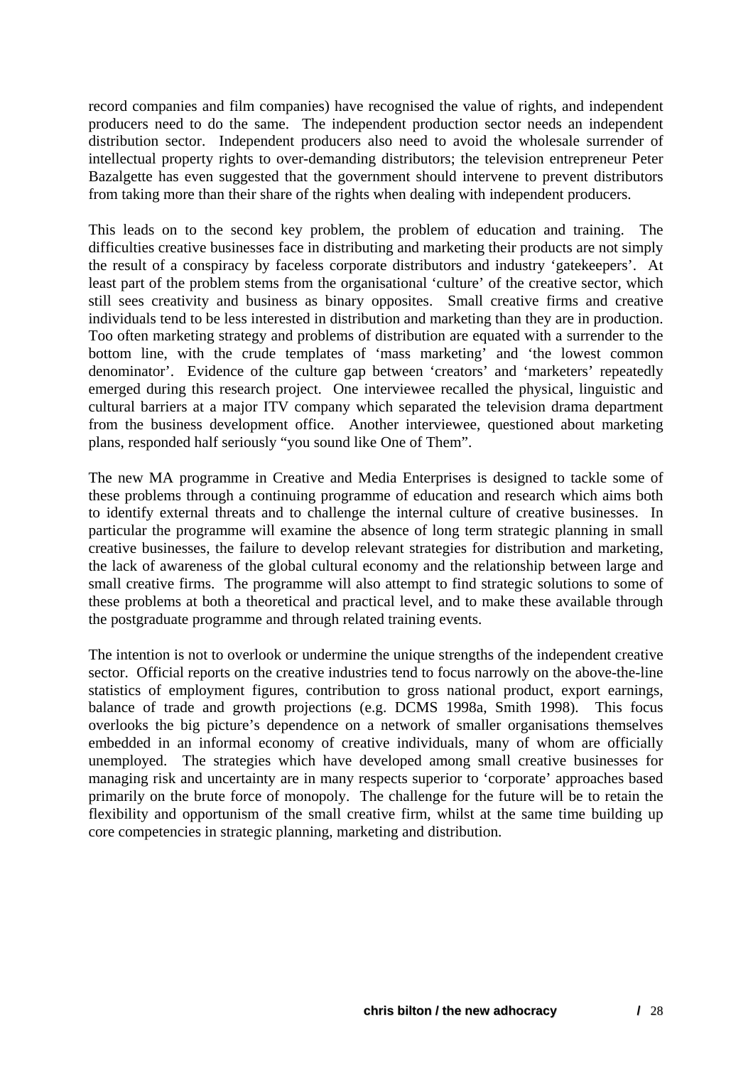record companies and film companies) have recognised the value of rights, and independent producers need to do the same. The independent production sector needs an independent distribution sector. Independent producers also need to avoid the wholesale surrender of intellectual property rights to over-demanding distributors; the television entrepreneur Peter Bazalgette has even suggested that the government should intervene to prevent distributors from taking more than their share of the rights when dealing with independent producers.

This leads on to the second key problem, the problem of education and training. The difficulties creative businesses face in distributing and marketing their products are not simply the result of a conspiracy by faceless corporate distributors and industry 'gatekeepers'. At least part of the problem stems from the organisational 'culture' of the creative sector, which still sees creativity and business as binary opposites. Small creative firms and creative individuals tend to be less interested in distribution and marketing than they are in production. Too often marketing strategy and problems of distribution are equated with a surrender to the bottom line, with the crude templates of 'mass marketing' and 'the lowest common denominator'. Evidence of the culture gap between 'creators' and 'marketers' repeatedly emerged during this research project. One interviewee recalled the physical, linguistic and cultural barriers at a major ITV company which separated the television drama department from the business development office. Another interviewee, questioned about marketing plans, responded half seriously "you sound like One of Them".

The new MA programme in Creative and Media Enterprises is designed to tackle some of these problems through a continuing programme of education and research which aims both to identify external threats and to challenge the internal culture of creative businesses. In particular the programme will examine the absence of long term strategic planning in small creative businesses, the failure to develop relevant strategies for distribution and marketing, the lack of awareness of the global cultural economy and the relationship between large and small creative firms. The programme will also attempt to find strategic solutions to some of these problems at both a theoretical and practical level, and to make these available through the postgraduate programme and through related training events.

The intention is not to overlook or undermine the unique strengths of the independent creative sector. Official reports on the creative industries tend to focus narrowly on the above-the-line statistics of employment figures, contribution to gross national product, export earnings, balance of trade and growth projections (e.g. DCMS 1998a, Smith 1998). This focus overlooks the big picture's dependence on a network of smaller organisations themselves embedded in an informal economy of creative individuals, many of whom are officially unemployed. The strategies which have developed among small creative businesses for managing risk and uncertainty are in many respects superior to 'corporate' approaches based primarily on the brute force of monopoly. The challenge for the future will be to retain the flexibility and opportunism of the small creative firm, whilst at the same time building up core competencies in strategic planning, marketing and distribution.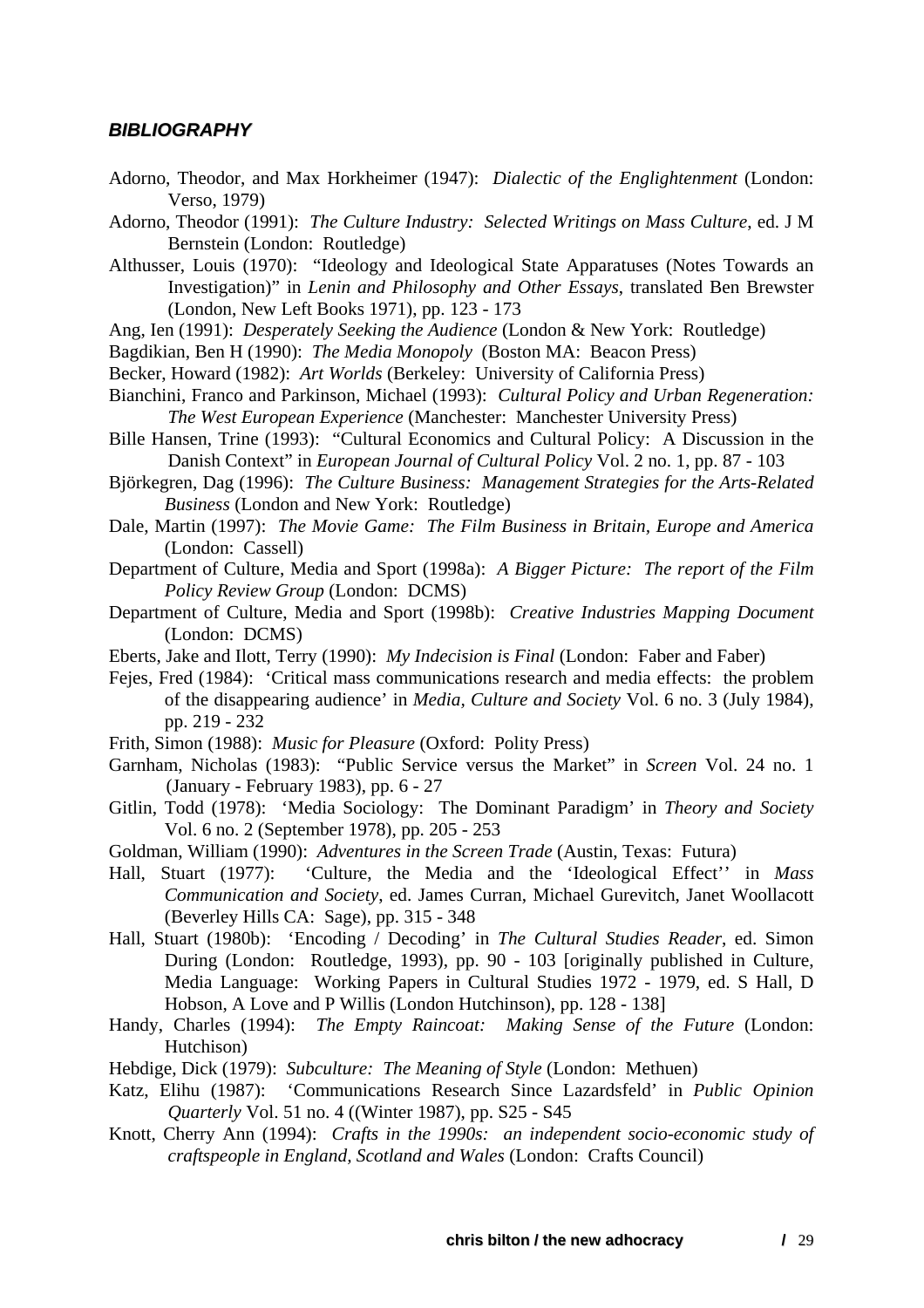## *BIBLIOGRAPHY*

Adorno, Theodor, and Max Horkheimer (1947): *Dialectic of the Englightenment* (London: Verso, 1979)

Adorno, Theodor (1991): *The Culture Industry: Selected Writings on Mass Culture*, ed. J M Bernstein (London: Routledge)

Althusser, Louis (1970): "Ideology and Ideological State Apparatuses (Notes Towards an Investigation)" in *Lenin and Philosophy and Other Essays*, translated Ben Brewster (London, New Left Books 1971), pp. 123 - 173

Ang, Ien (1991): *Desperately Seeking the Audience* (London & New York: Routledge)

Bagdikian, Ben H (1990): *The Media Monopoly* (Boston MA: Beacon Press)

Becker, Howard (1982): *Art Worlds* (Berkeley: University of California Press)

Bianchini, Franco and Parkinson, Michael (1993): *Cultural Policy and Urban Regeneration: The West European Experience* (Manchester: Manchester University Press)

Bille Hansen, Trine (1993): "Cultural Economics and Cultural Policy: A Discussion in the Danish Context" in *European Journal of Cultural Policy* Vol. 2 no. 1, pp. 87 - 103

Björkegren, Dag (1996): *The Culture Business: Management Strategies for the Arts-Related Business* (London and New York: Routledge)

Dale, Martin (1997): *The Movie Game: The Film Business in Britain, Europe and America* (London: Cassell)

Department of Culture, Media and Sport (1998a): *A Bigger Picture: The report of the Film Policy Review Group* (London: DCMS)

Department of Culture, Media and Sport (1998b): *Creative Industries Mapping Document* (London: DCMS)

Eberts, Jake and Ilott, Terry (1990): *My Indecision is Final* (London: Faber and Faber)

Fejes, Fred (1984): 'Critical mass communications research and media effects: the problem of the disappearing audience' in *Media, Culture and Society* Vol. 6 no. 3 (July 1984), pp. 219 - 232

Frith, Simon (1988): *Music for Pleasure* (Oxford: Polity Press)

Garnham, Nicholas (1983): "Public Service versus the Market" in *Screen* Vol. 24 no. 1 (January - February 1983), pp. 6 - 27

Gitlin, Todd (1978): 'Media Sociology: The Dominant Paradigm' in *Theory and Society* Vol. 6 no. 2 (September 1978), pp. 205 - 253

Goldman, William (1990): *Adventures in the Screen Trade* (Austin, Texas: Futura)

Hall, Stuart (1977): 'Culture, the Media and the 'Ideological Effect'' in *Mass Communication and Society*, ed. James Curran, Michael Gurevitch, Janet Woollacott (Beverley Hills CA: Sage), pp. 315 - 348

Hall, Stuart (1980b): 'Encoding / Decoding' in *The Cultural Studies Reader*, ed. Simon During (London: Routledge, 1993), pp. 90 - 103 [originally published in Culture, Media Language: Working Papers in Cultural Studies 1972 - 1979, ed. S Hall, D Hobson, A Love and P Willis (London Hutchinson), pp. 128 - 138]

Handy, Charles (1994): *The Empty Raincoat: Making Sense of the Future* (London: Hutchison)

Hebdige, Dick (1979): *Subculture: The Meaning of Style* (London: Methuen)

Katz, Elihu (1987): 'Communications Research Since Lazardsfeld' in *Public Opinion Quarterly* Vol. 51 no. 4 ((Winter 1987), pp. S25 - S45

Knott, Cherry Ann (1994): *Crafts in the 1990s: an independent socio-economic study of craftspeople in England, Scotland and Wales* (London: Crafts Council)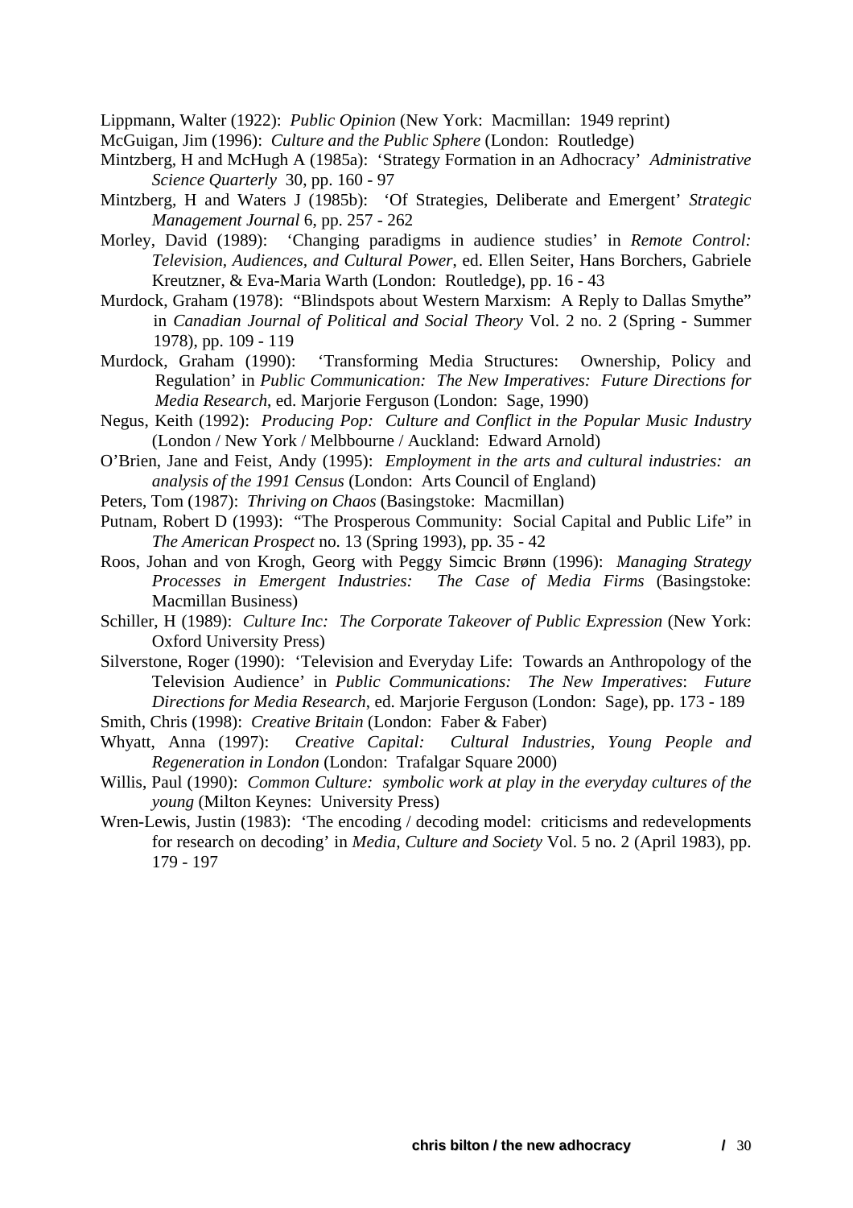Lippmann, Walter (1922): *Public Opinion* (New York: Macmillan: 1949 reprint)

McGuigan, Jim (1996): *Culture and the Public Sphere* (London: Routledge)

Mintzberg, H and McHugh A (1985a): 'Strategy Formation in an Adhocracy' *Administrative Science Quarterly* 30, pp. 160 - 97

Mintzberg, H and Waters J (1985b): 'Of Strategies, Deliberate and Emergent' *Strategic Management Journal* 6, pp. 257 - 262

Morley, David (1989): 'Changing paradigms in audience studies' in *Remote Control: Television, Audiences, and Cultural Power*, ed. Ellen Seiter, Hans Borchers, Gabriele Kreutzner, & Eva-Maria Warth (London: Routledge), pp. 16 - 43

Murdock, Graham (1978): "Blindspots about Western Marxism: A Reply to Dallas Smythe" in *Canadian Journal of Political and Social Theory* Vol. 2 no. 2 (Spring - Summer 1978), pp. 109 - 119

Murdock, Graham (1990): 'Transforming Media Structures: Ownership, Policy and Regulation' in *Public Communication: The New Imperatives: Future Directions for Media Research*, ed. Marjorie Ferguson (London: Sage, 1990)

Negus, Keith (1992): *Producing Pop: Culture and Conflict in the Popular Music Industry* (London / New York / Melbbourne / Auckland: Edward Arnold)

O'Brien, Jane and Feist, Andy (1995): *Employment in the arts and cultural industries: an analysis of the 1991 Census* (London: Arts Council of England)

Peters, Tom (1987): *Thriving on Chaos* (Basingstoke: Macmillan)

Putnam, Robert D (1993): "The Prosperous Community: Social Capital and Public Life" in *The American Prospect* no. 13 (Spring 1993), pp. 35 - 42

Roos, Johan and von Krogh, Georg with Peggy Simcic Brønn (1996): *Managing Strategy Processes in Emergent Industries: The Case of Media Firms* (Basingstoke: Macmillan Business)

Schiller, H (1989): *Culture Inc: The Corporate Takeover of Public Expression* (New York: Oxford University Press)

Silverstone, Roger (1990): 'Television and Everyday Life: Towards an Anthropology of the Television Audience' in *Public Communications: The New Imperatives*: *Future Directions for Media Research*, ed. Marjorie Ferguson (London: Sage), pp. 173 - 189

Smith, Chris (1998): *Creative Britain* (London: Faber & Faber)

Whyatt, Anna (1997): *Creative Capital: Cultural Industries, Young People and Regeneration in London* (London: Trafalgar Square 2000)

Willis, Paul (1990): *Common Culture: symbolic work at play in the everyday cultures of the young* (Milton Keynes: University Press)

Wren-Lewis, Justin (1983): 'The encoding / decoding model: criticisms and redevelopments for research on decoding' in *Media, Culture and Society* Vol. 5 no. 2 (April 1983), pp. 179 - 197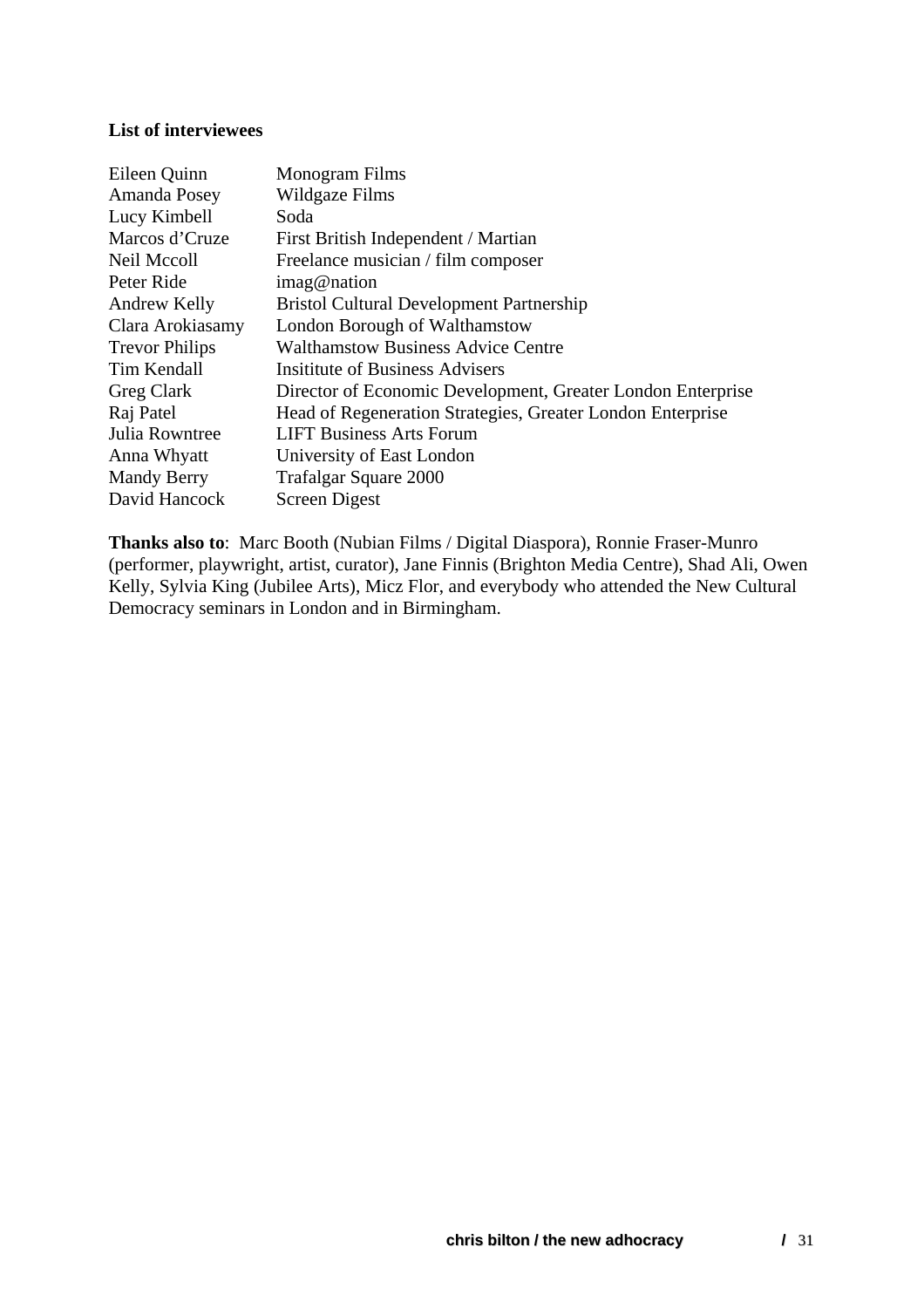**List of interviewees**

| | |
|---|---|
| Eileen Quinn | Monogram Films |
| Amanda Posey | Wildgaze Films |
| Lucy Kimbell | Soda |
| Marcos d'Cruze | First British Independent / Martian |
| Neil Mccoll | Freelance musician / film composer |
| Peter Ride | imag@nation |
| Andrew Kelly | Bristol Cultural Development Partnership |
| Clara Arokiasamy | London Borough of Walthamstow |
| Trevor Philips | Walthamstow Business Advice Centre |
| Tim Kendall | Insititute of Business Advisers |
| Greg Clark | Director of Economic Development, Greater London Enterprise |
| Raj Patel | Head of Regeneration Strategies, Greater London Enterprise |
| Julia Rowntree | LIFT Business Arts Forum |
| Anna Whyatt | University of East London |
| Mandy Berry | Trafalgar Square 2000 |
| David Hancock | Screen Digest |

**Thanks also to**: Marc Booth (Nubian Films / Digital Diaspora), Ronnie Fraser-Munro (performer, playwright, artist, curator), Jane Finnis (Brighton Media Centre), Shad Ali, Owen Kelly, Sylvia King (Jubilee Arts), Micz Flor, and everybody who attended the New Cultural Democracy seminars in London and in Birmingham.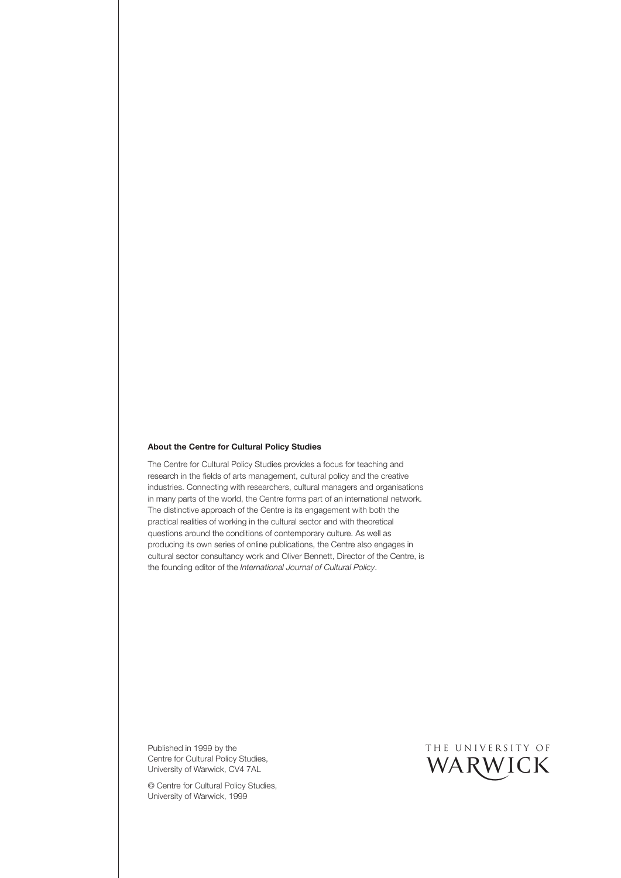**About the Centre for Cultural Policy Studies**

The Centre for Cultural Policy Studies provides a focus for teaching and research in the fields of arts management, cultural policy and the creative industries. Connecting with researchers, cultural managers and organisations in many parts of the world, the Centre forms part of an international network. The distinctive approach of the Centre is its engagement with both the practical realities of working in the cultural sector and with theoretical questions around the conditions of contemporary culture. As well as producing its own series of online publications, the Centre also engages in cultural sector consultancy work and Oliver Bennett, Director of the Centre, is the founding editor of the *International Journal of Cultural Policy*.

Published in 1999 by the
Centre for Cultural Policy Studies,
University of Warwick, CV4 7AL

© Centre for Cultural Policy Studies,
University of Warwick, 1999

THE UNIVERSITY OF
WARWICK